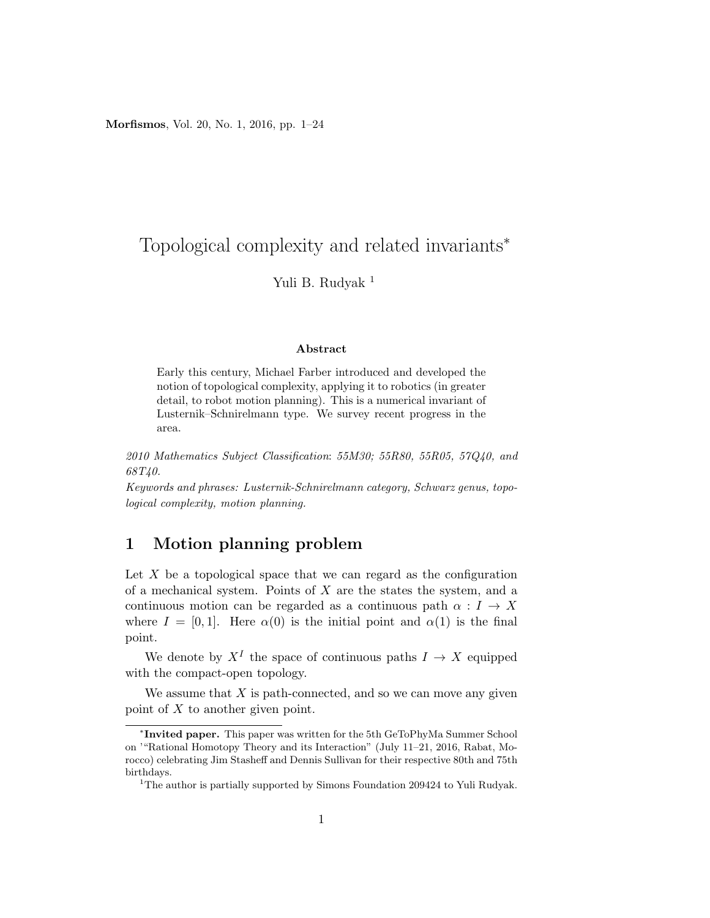# Topological complexity and related invariants*

Yuli B. Rudyak [1]

**Abstract**

Early this century, Michael Farber introduced and developed the notion of topological complexity, applying it to robotics (in greater detail, to robot motion planning). This is a numerical invariant of Lusternik–Schnirelmann type. We survey recent progress in the area.

*2010 Mathematics Subject Classification: 55M30; 55R80, 55R05, 57Q40, and 68T40.*

*Keywords and phrases: Lusternik-Schnirelmann category, Schwarz genus, topological complexity, motion planning.*

## 1 Motion planning problem

Let $X$ be a topological space that we can regard as the configuration of a mechanical system. Points of $X$ are the states the system, and a continuous motion can be regarded as a continuous path $\alpha : I \to X$ where $I = [0, 1]$. Here $\alpha(0)$ is the initial point and $\alpha(1)$ is the final point.

We denote by $X^I$ the space of continuous paths $I \to X$ equipped with the compact-open topology.

We assume that $X$ is path-connected, and so we can move any given point of $X$ to another given point.

---

*Invited paper. This paper was written for the 5th GeToPhyMa Summer School on '"Rational Homotopy Theory and its Interaction" (July 11–21, 2016, Rabat, Morocco) celebrating Jim Stasheff and Dennis Sullivan for their respective 80th and 75th birthdays.

[1] The author is partially supported by Simons Foundation 209424 to Yuli Rudyak.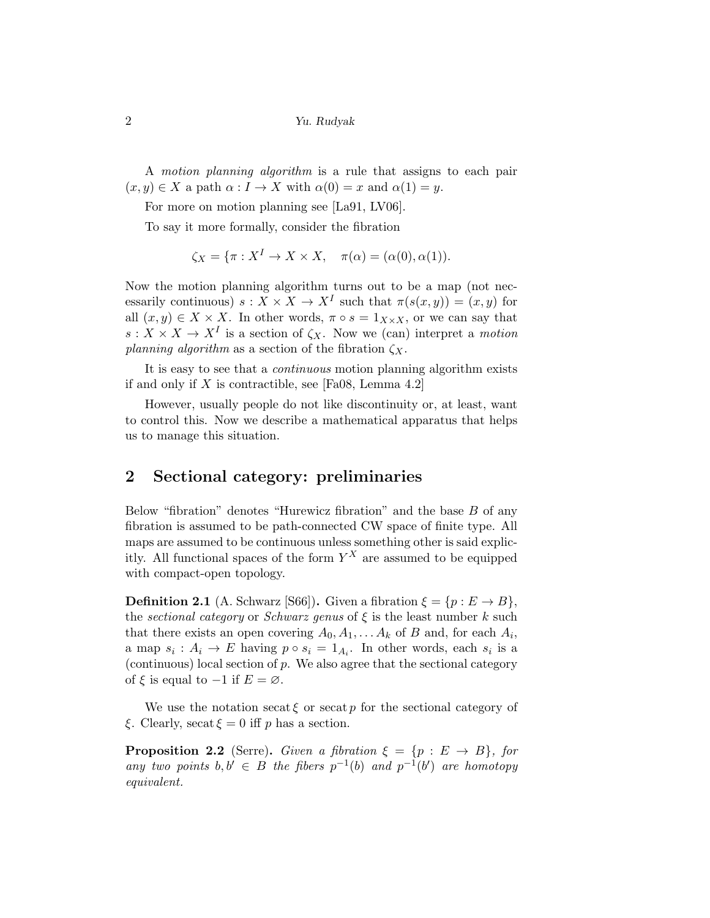A *motion planning algorithm* is a rule that assigns to each pair $(x, y) \in X$ a path $\alpha : I \to X$ with $\alpha(0) = x$ and $\alpha(1) = y$.

For more on motion planning see [La91, LV06].

To say it more formally, consider the fibration

$$\zeta_X = \{\pi : X^I \to X \times X, \quad \pi(\alpha) = (\alpha(0), \alpha(1)).$$

Now the motion planning algorithm turns out to be a map (not necessarily continuous) $s : X \times X \to X^I$ such that $\pi(s(x, y)) = (x, y)$ for all $(x, y) \in X \times X$. In other words, $\pi \circ s = 1_{X \times X}$, or we can say that $s : X \times X \to X^I$ is a section of $\zeta_X$. Now we (can) interpret a *motion planning algorithm* as a section of the fibration $\zeta_X$.

It is easy to see that a *continuous* motion planning algorithm exists if and only if $X$ is contractible, see [Fa08, Lemma 4.2]

However, usually people do not like discontinuity or, at least, want to control this. Now we describe a mathematical apparatus that helps us to manage this situation.

## 2 Sectional category: preliminaries

Below "fibration" denotes "Hurewicz fibration" and the base $B$ of any fibration is assumed to be path-connected CW space of finite type. All maps are assumed to be continuous unless something other is said explicitly. All functional spaces of the form $Y^X$ are assumed to be equipped with compact-open topology.

**Definition 2.1** (A. Schwarz [S66])**.** Given a fibration $\xi = \{p : E \to B\}$, the *sectional category* or *Schwarz genus* of $\xi$ is the least number $k$ such that there exists an open covering $A_0, A_1, \ldots A_k$ of $B$ and, for each $A_i$, a map $s_i : A_i \to E$ having $p \circ s_i = 1_{A_i}$. In other words, each $s_i$ is a (continuous) local section of $p$. We also agree that the sectional category of $\xi$ is equal to $-1$ if $E = \varnothing$.

We use the notation $\operatorname{secat} \xi$ or $\operatorname{secat} p$ for the sectional category of $\xi$. Clearly, $\operatorname{secat} \xi = 0$ iff $p$ has a section.

**Proposition 2.2** (Serre)**.** *Given a fibration $\xi = \{p : E \to B\}$, for any two points $b, b' \in B$ the fibers $p^{-1}(b)$ and $p^{-1}(b')$ are homotopy equivalent.*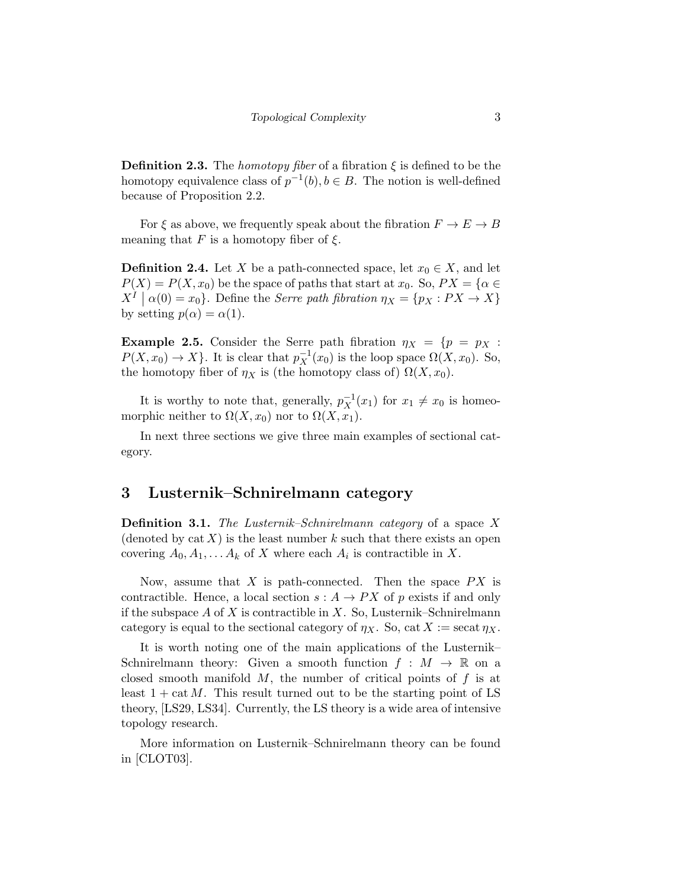**Definition 2.3.** The *homotopy fiber* of a fibration $\xi$ is defined to be the homotopy equivalence class of $p^{-1}(b), b \in B$. The notion is well-defined because of Proposition 2.2.

For $\xi$ as above, we frequently speak about the fibration $F \to E \to B$ meaning that $F$ is a homotopy fiber of $\xi$.

**Definition 2.4.** Let $X$ be a path-connected space, let $x_0 \in X$, and let $P(X) = P(X, x_0)$ be the space of paths that start at $x_0$. So, $PX = \{\alpha \in X^I \mid \alpha(0) = x_0\}$. Define the *Serre path fibration* $\eta_X = \{p_X : PX \to X\}$ by setting $p(\alpha) = \alpha(1)$.

**Example 2.5.** Consider the Serre path fibration $\eta_X = \{p = p_X : P(X, x_0) \to X\}$. It is clear that $p_X^{-1}(x_0)$ is the loop space $\Omega(X, x_0)$. So, the homotopy fiber of $\eta_X$ is (the homotopy class of) $\Omega(X, x_0)$.

It is worthy to note that, generally, $p_X^{-1}(x_1)$ for $x_1 \neq x_0$ is homeomorphic neither to $\Omega(X, x_0)$ nor to $\Omega(X, x_1)$.

In next three sections we give three main examples of sectional category.

## 3 Lusternik–Schnirelmann category

**Definition 3.1.** *The Lusternik–Schnirelmann category* of a space $X$ (denoted by $\operatorname{cat} X$) is the least number $k$ such that there exists an open covering $A_0, A_1, \ldots A_k$ of $X$ where each $A_i$ is contractible in $X$.

Now, assume that $X$ is path-connected. Then the space $PX$ is contractible. Hence, a local section $s : A \to PX$ of $p$ exists if and only if the subspace $A$ of $X$ is contractible in $X$. So, Lusternik–Schnirelmann category is equal to the sectional category of $\eta_X$. So, $\operatorname{cat} X := \operatorname{secat} \eta_X$.

It is worth noting one of the main applications of the Lusternik–Schnirelmann theory: Given a smooth function $f : M \to \mathbb{R}$ on a closed smooth manifold $M$, the number of critical points of $f$ is at least $1 + \operatorname{cat} M$. This result turned out to be the starting point of LS theory, [LS29, LS34]. Currently, the LS theory is a wide area of intensive topology research.

More information on Lusternik–Schnirelmann theory can be found in [CLOT03].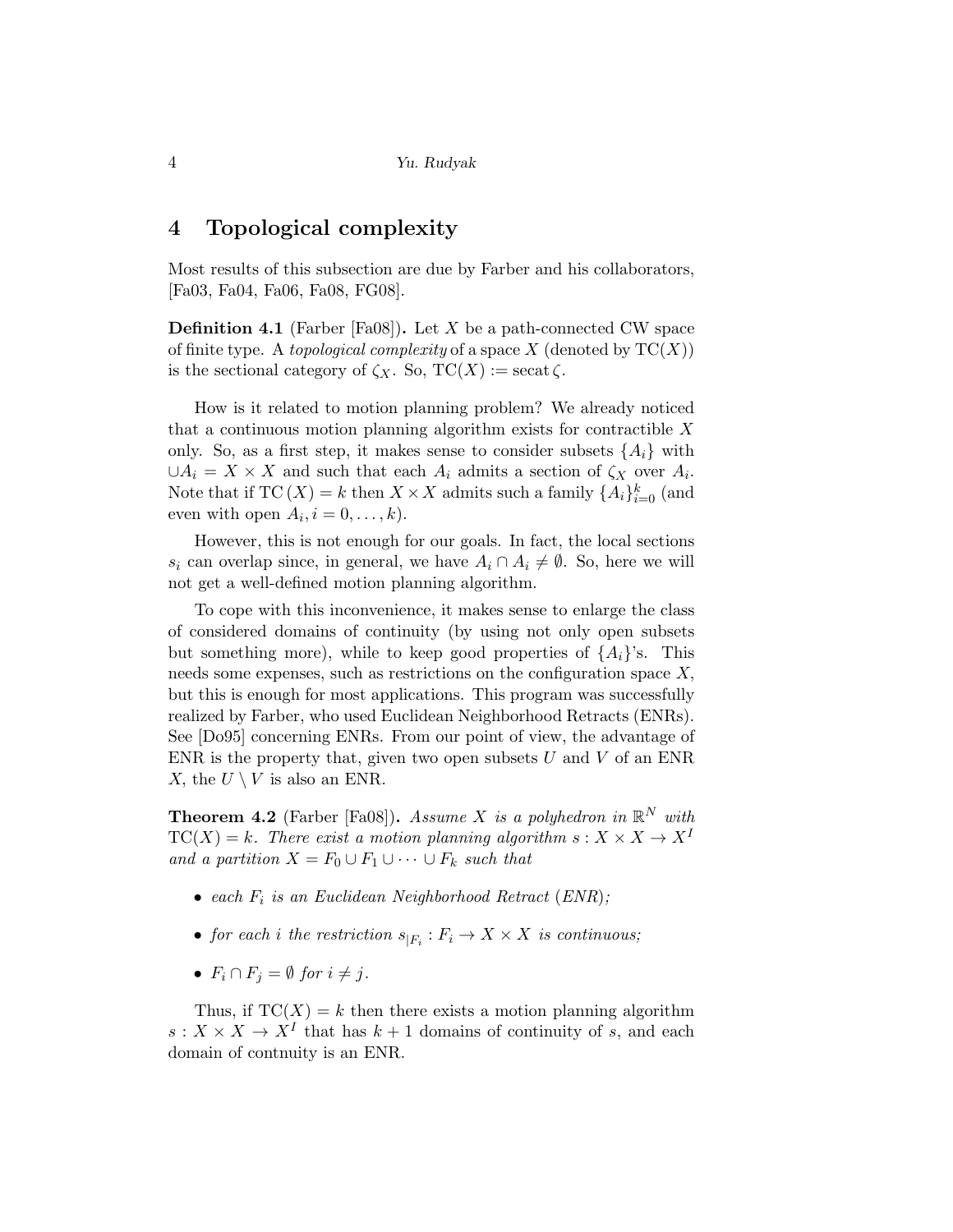# 4 Topological complexity

Most results of this subsection are due by Farber and his collaborators, [Fa03, Fa04, Fa06, Fa08, FG08].

**Definition 4.1** (Farber [Fa08])**.** Let $X$ be a path-connected CW space of finite type. A *topological complexity* of a space $X$ (denoted by $\mathrm{TC}(X)$) is the sectional category of $\zeta_X$. So, $\mathrm{TC}(X) := \operatorname{secat} \zeta$.

How is it related to motion planning problem? We already noticed that a continuous motion planning algorithm exists for contractible $X$ only. So, as a first step, it makes sense to consider subsets $\{A_i\}$ with $\cup A_i = X \times X$ and such that each $A_i$ admits a section of $\zeta_X$ over $A_i$. Note that if $\mathrm{TC}\,(X) = k$ then $X \times X$ admits such a family $\{A_i\}_{i=0}^k$ (and even with open $A_i, i = 0, \dots, k$).

However, this is not enough for our goals. In fact, the local sections $s_i$ can overlap since, in general, we have $A_i \cap A_i \neq \emptyset$. So, here we will not get a well-defined motion planning algorithm.

To cope with this inconvenience, it makes sense to enlarge the class of considered domains of continuity (by using not only open subsets but something more), while to keep good properties of $\{A_i\}$'s. This needs some expenses, such as restrictions on the configuration space $X$, but this is enough for most applications. This program was successfully realized by Farber, who used Euclidean Neighborhood Retracts (ENRs). See [Do95] concerning ENRs. From our point of view, the advantage of ENR is the property that, given two open subsets $U$ and $V$ of an ENR $X$, the $U \setminus V$ is also an ENR.

**Theorem 4.2** (Farber [Fa08])**.** *Assume $X$ is a polyhedron in $\mathbb{R}^N$ with $\mathrm{TC}(X) = k$. There exist a motion planning algorithm $s : X \times X \to X^I$ and a partition $X = F_0 \cup F_1 \cup \dots \cup F_k$ such that*

- *each $F_i$ is an Euclidean Neighborhood Retract (ENR);*
- *for each $i$ the restriction $s_{|F_i} : F_i \to X \times X$ is continuous;*
- *$F_i \cap F_j = \emptyset$ for $i \neq j$.*

Thus, if $\mathrm{TC}(X) = k$ then there exists a motion planning algorithm $s : X \times X \to X^I$ that has $k + 1$ domains of continuity of $s$, and each domain of contnuity is an ENR.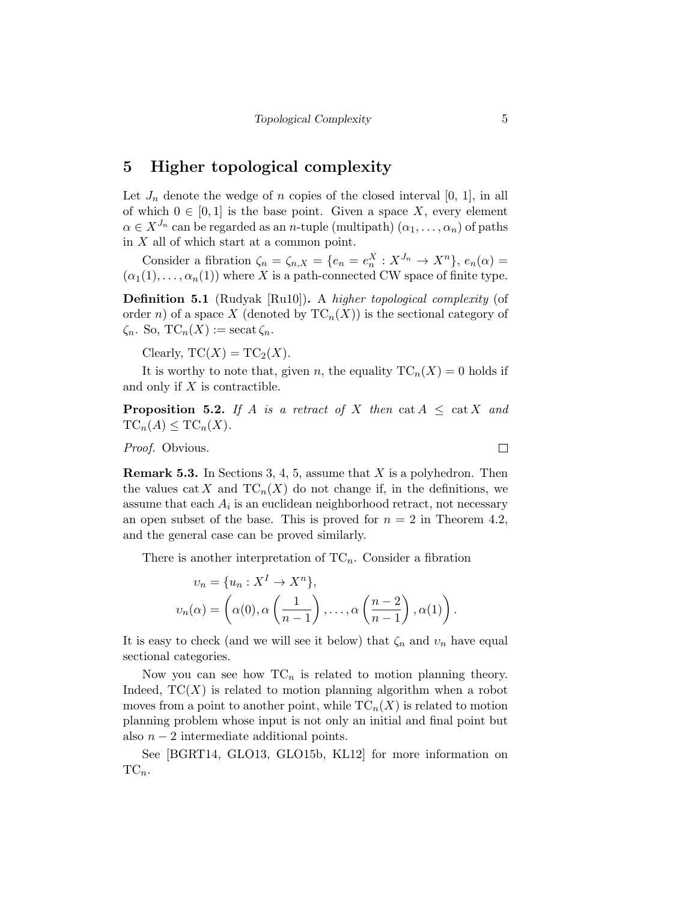## 5 Higher topological complexity

Let $J_n$ denote the wedge of $n$ copies of the closed interval [0, 1], in all of which $0 \in [0,1]$ is the base point. Given a space $X$, every element $\alpha \in X^{J_n}$ can be regarded as an $n$-tuple (multipath) $(\alpha_1, \ldots, \alpha_n)$ of paths in $X$ all of which start at a common point.

Consider a fibration $\zeta_n = \zeta_{n,X} = \{e_n = e_n^X : X^{J_n} \to X^n\}$, $e_n(\alpha) = (\alpha_1(1), \ldots, \alpha_n(1))$ where $X$ is a path-connected CW space of finite type.

**Definition 5.1** (Rudyak [Ru10])**.** A *higher topological complexity* (of order $n$) of a space $X$ (denoted by $\mathrm{TC}_n(X)$) is the sectional category of $\zeta_n$. So, $\mathrm{TC}_n(X) := \operatorname{secat} \zeta_n$.

Clearly, $\mathrm{TC}(X) = \mathrm{TC}_2(X)$.

It is worthy to note that, given $n$, the equality $\mathrm{TC}_n(X) = 0$ holds if and only if $X$ is contractible.

**Proposition 5.2.** *If $A$ is a retract of $X$ then $\operatorname{cat} A \leq \operatorname{cat} X$ and $\mathrm{TC}_n(A) \leq \mathrm{TC}_n(X)$.*

*Proof.* Obvious. □

**Remark 5.3.** In Sections 3, 4, 5, assume that $X$ is a polyhedron. Then the values $\operatorname{cat} X$ and $\mathrm{TC}_n(X)$ do not change if, in the definitions, we assume that each $A_i$ is an euclidean neighborhood retract, not necessary an open subset of the base. This is proved for $n = 2$ in Theorem 4.2, and the general case can be proved similarly.

There is another interpretation of $\mathrm{TC}_n$. Consider a fibration

$$\upsilon_n = \{u_n : X^I \to X^n\},$$
$$\upsilon_n(\alpha) = \left(\alpha(0), \alpha\left(\frac{1}{n-1}\right), \ldots, \alpha\left(\frac{n-2}{n-1}\right), \alpha(1)\right).$$

It is easy to check (and we will see it below) that $\zeta_n$ and $\upsilon_n$ have equal sectional categories.

Now you can see how $\mathrm{TC}_n$ is related to motion planning theory. Indeed, $\mathrm{TC}(X)$ is related to motion planning algorithm when a robot moves from a point to another point, while $\mathrm{TC}_n(X)$ is related to motion planning problem whose input is not only an initial and final point but also $n-2$ intermediate additional points.

See [BGRT14, GLO13, GLO15b, KL12] for more information on $\mathrm{TC}_n$.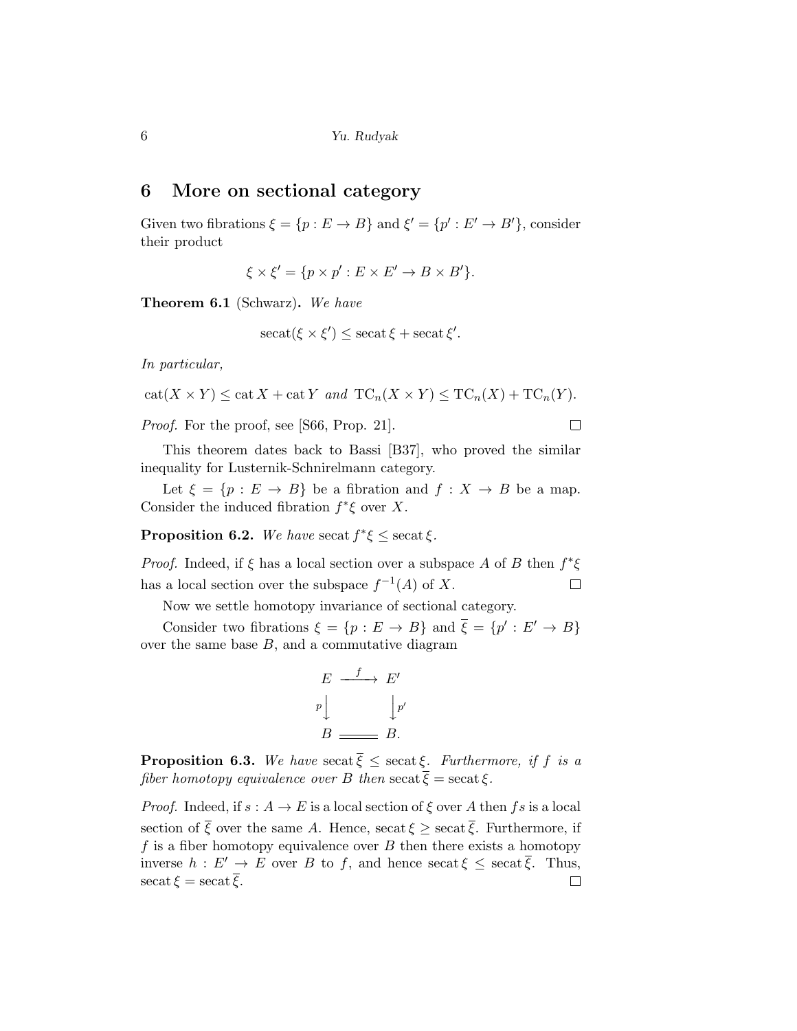## 6 More on sectional category

Given two fibrations $\xi = \{p : E \to B\}$ and $\xi' = \{p' : E' \to B'\}$, consider their product

$$\xi \times \xi' = \{p \times p' : E \times E' \to B \times B'\}.$$

**Theorem 6.1** (Schwarz)**.** *We have*

$$\operatorname{secat}(\xi \times \xi') \leq \operatorname{secat} \xi + \operatorname{secat} \xi'.$$

*In particular,*

$$\operatorname{cat}(X \times Y) \leq \operatorname{cat} X + \operatorname{cat} Y \text{ and } \mathrm{TC}_n(X \times Y) \leq \mathrm{TC}_n(X) + \mathrm{TC}_n(Y).$$

*Proof.* For the proof, see [S66, Prop. 21]. □

This theorem dates back to Bassi [B37], who proved the similar inequality for Lusternik-Schnirelmann category.

Let $\xi = \{p : E \to B\}$ be a fibration and $f : X \to B$ be a map. Consider the induced fibration $f^*\xi$ over $X$.

**Proposition 6.2.** *We have* $\operatorname{secat} f^*\xi \leq \operatorname{secat} \xi$.

*Proof.* Indeed, if $\xi$ has a local section over a subspace $A$ of $B$ then $f^*\xi$ has a local section over the subspace $f^{-1}(A)$ of $X$. □

Now we settle homotopy invariance of sectional category.

Consider two fibrations $\xi = \{p : E \to B\}$ and $\overline{\xi} = \{p' : E' \to B\}$ over the same base $B$, and a commutative diagram

$$\begin{array}{ccc} E & \xrightarrow{f} & E' \\ {\scriptstyle p}\downarrow & & \downarrow{\scriptstyle p'} \\ B & = & B. \end{array}$$

**Proposition 6.3.** *We have* $\operatorname{secat} \overline{\xi} \leq \operatorname{secat} \xi$*. Furthermore, if $f$ is a fiber homotopy equivalence over $B$ then* $\operatorname{secat} \overline{\xi} = \operatorname{secat} \xi$.

*Proof.* Indeed, if $s : A \to E$ is a local section of $\xi$ over $A$ then $fs$ is a local section of $\overline{\xi}$ over the same $A$. Hence, $\operatorname{secat} \xi \geq \operatorname{secat} \overline{\xi}$. Furthermore, if $f$ is a fiber homotopy equivalence over $B$ then there exists a homotopy inverse $h : E' \to E$ over $B$ to $f$, and hence $\operatorname{secat} \xi \leq \operatorname{secat} \overline{\xi}$. Thus, $\operatorname{secat} \xi = \operatorname{secat} \overline{\xi}$. □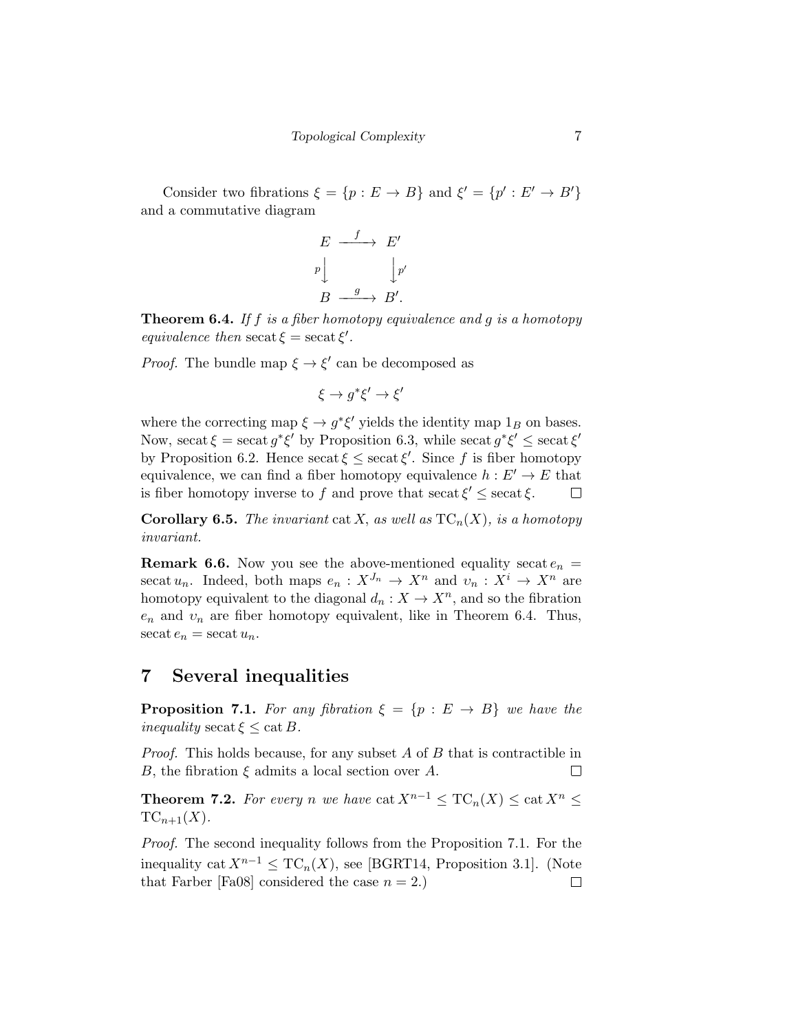Consider two fibrations $\xi = \{p : E \to B\}$ and $\xi' = \{p' : E' \to B'\}$ and a commutative diagram

$$\begin{array}{ccc} E & \xrightarrow{f} & E' \\ {\scriptstyle p}\downarrow & & \downarrow{\scriptstyle p'} \\ B & \xrightarrow{g} & B'. \end{array}$$

**Theorem 6.4.** *If $f$ is a fiber homotopy equivalence and $g$ is a homotopy equivalence then* $\operatorname{secat} \xi = \operatorname{secat} \xi'$.

*Proof.* The bundle map $\xi \to \xi'$ can be decomposed as

$$\xi \to g^*\xi' \to \xi'$$

where the correcting map $\xi \to g^*\xi'$ yields the identity map $1_B$ on bases. Now, $\operatorname{secat} \xi = \operatorname{secat} g^*\xi'$ by Proposition 6.3, while $\operatorname{secat} g^*\xi' \le \operatorname{secat} \xi'$ by Proposition 6.2. Hence $\operatorname{secat} \xi \le \operatorname{secat} \xi'$. Since $f$ is fiber homotopy equivalence, we can find a fiber homotopy equivalence $h : E' \to E$ that is fiber homotopy inverse to $f$ and prove that $\operatorname{secat} \xi' \le \operatorname{secat} \xi$. $\square$

**Corollary 6.5.** *The invariant* $\operatorname{cat} X$*, as well as* $\operatorname{TC}_n(X)$*, is a homotopy invariant.*

**Remark 6.6.** Now you see the above-mentioned equality $\operatorname{secat} e_n = \operatorname{secat} u_n$. Indeed, both maps $e_n : X^{J_n} \to X^n$ and $\upsilon_n : X^i \to X^n$ are homotopy equivalent to the diagonal $d_n : X \to X^n$, and so the fibration $e_n$ and $\upsilon_n$ are fiber homotopy equivalent, like in Theorem 6.4. Thus, $\operatorname{secat} e_n = \operatorname{secat} u_n$.

# 7 Several inequalities

**Proposition 7.1.** *For any fibration $\xi = \{p : E \to B\}$ we have the inequality* $\operatorname{secat} \xi \le \operatorname{cat} B$.

*Proof.* This holds because, for any subset $A$ of $B$ that is contractible in $B$, the fibration $\xi$ admits a local section over $A$. $\square$

**Theorem 7.2.** *For every $n$ we have* $\operatorname{cat} X^{n-1} \le \operatorname{TC}_n(X) \le \operatorname{cat} X^n \le \operatorname{TC}_{n+1}(X)$.

*Proof.* The second inequality follows from the Proposition 7.1. For the inequality $\operatorname{cat} X^{n-1} \le \operatorname{TC}_n(X)$, see [BGRT14, Proposition 3.1]. (Note that Farber [Fa08] considered the case $n = 2$.) $\square$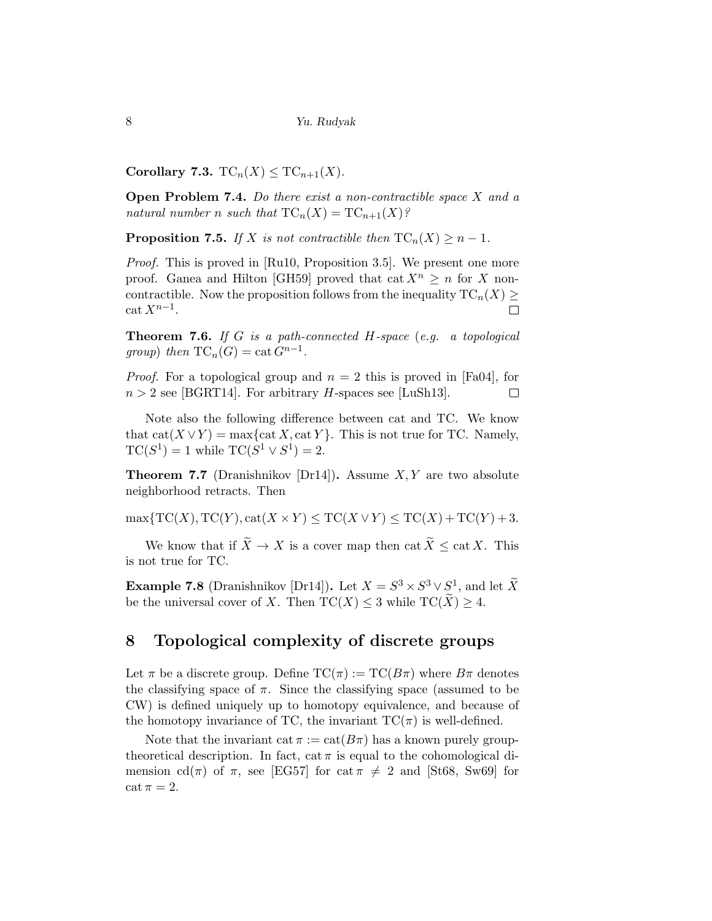**Corollary 7.3.** $\mathrm{TC}_n(X) \le \mathrm{TC}_{n+1}(X)$.

**Open Problem 7.4.** *Do there exist a non-contractible space $X$ and a natural number $n$ such that $\mathrm{TC}_n(X) = \mathrm{TC}_{n+1}(X)$?*

**Proposition 7.5.** *If $X$ is not contractible then $\mathrm{TC}_n(X) \ge n-1$.*

*Proof.* This is proved in [Ru10, Proposition 3.5]. We present one more proof. Ganea and Hilton [GH59] proved that $\operatorname{cat} X^n \ge n$ for $X$ non-contractible. Now the proposition follows from the inequality $\mathrm{TC}_n(X) \ge \operatorname{cat} X^{n-1}$. □

**Theorem 7.6.** *If $G$ is a path-connected $H$-space (e.g. a topological group) then $\mathrm{TC}_n(G) = \operatorname{cat} G^{n-1}$.*

*Proof.* For a topological group and $n = 2$ this is proved in [Fa04], for $n > 2$ see [BGRT14]. For arbitrary $H$-spaces see [LuSh13]. □

Note also the following difference between cat and TC. We know that $\operatorname{cat}(X \vee Y) = \max\{\operatorname{cat} X, \operatorname{cat} Y\}$. This is not true for TC. Namely, $\mathrm{TC}(S^1) = 1$ while $\mathrm{TC}(S^1 \vee S^1) = 2$.

**Theorem 7.7** (Dranishnikov [Dr14])**.** Assume $X, Y$ are two absolute neighborhood retracts. Then

$$\max\{\mathrm{TC}(X), \mathrm{TC}(Y), \operatorname{cat}(X \times Y) \le \mathrm{TC}(X \vee Y) \le \mathrm{TC}(X) + \mathrm{TC}(Y) + 3.$$

We know that if $\widetilde{X} \to X$ is a cover map then $\operatorname{cat} \widetilde{X} \le \operatorname{cat} X$. This is not true for TC.

**Example 7.8** (Dranishnikov [Dr14])**.** Let $X = S^3 \times S^3 \vee S^1$, and let $\widetilde{X}$ be the universal cover of $X$. Then $\mathrm{TC}(X) \le 3$ while $\mathrm{TC}(\widetilde{X}) \ge 4$.

## 8 Topological complexity of discrete groups

Let $\pi$ be a discrete group. Define $\mathrm{TC}(\pi) := \mathrm{TC}(B\pi)$ where $B\pi$ denotes the classifying space of $\pi$. Since the classifying space (assumed to be CW) is defined uniquely up to homotopy equivalence, and because of the homotopy invariance of TC, the invariant $\mathrm{TC}(\pi)$ is well-defined.

Note that the invariant $\operatorname{cat} \pi := \operatorname{cat}(B\pi)$ has a known purely group-theoretical description. In fact, $\operatorname{cat} \pi$ is equal to the cohomological dimension $\operatorname{cd}(\pi)$ of $\pi$, see [EG57] for $\operatorname{cat} \pi \ne 2$ and [St68, Sw69] for $\operatorname{cat} \pi = 2$.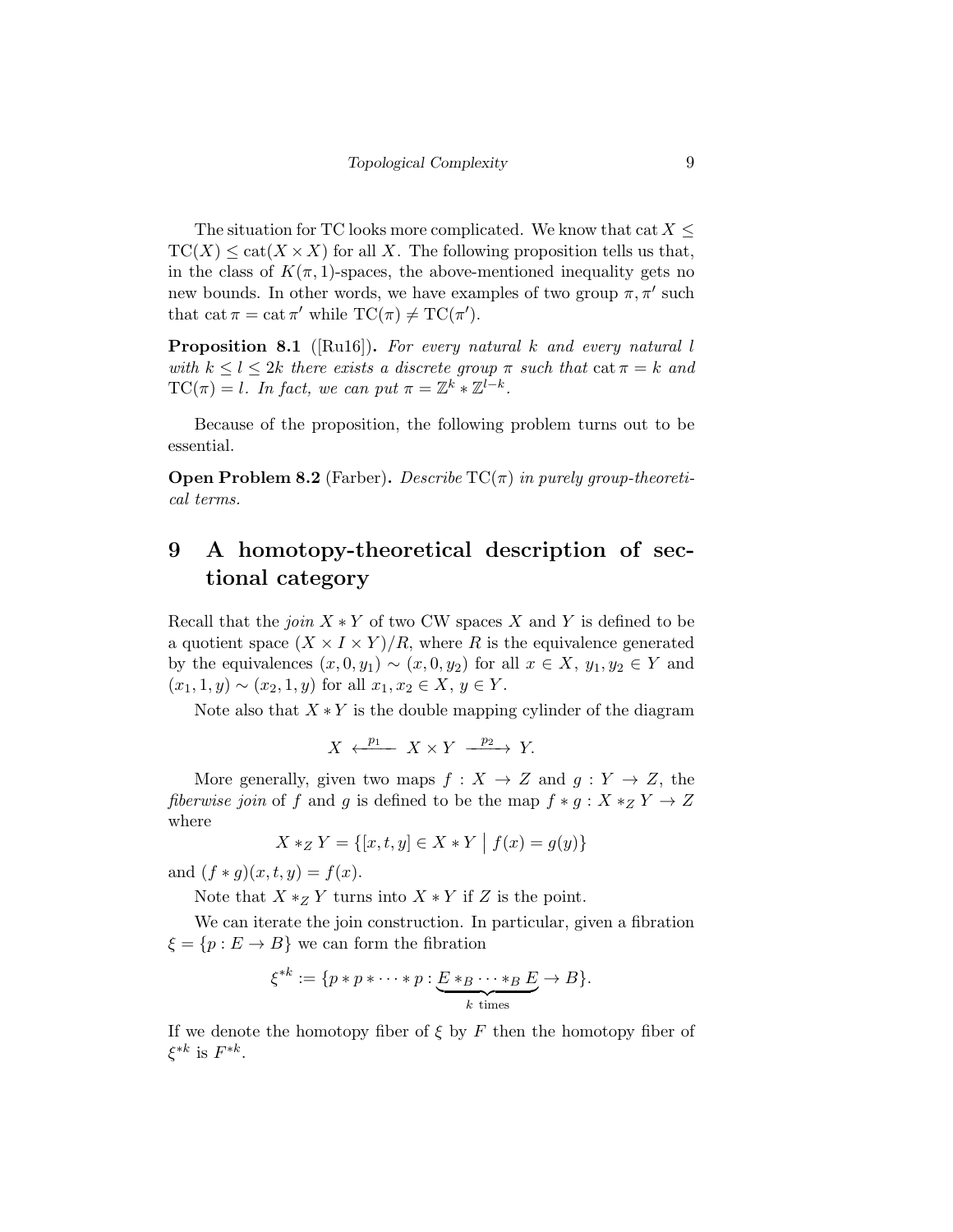The situation for TC looks more complicated. We know that $\operatorname{cat} X \leq \operatorname{TC}(X) \leq \operatorname{cat}(X \times X)$ for all $X$. The following proposition tells us that, in the class of $K(\pi, 1)$-spaces, the above-mentioned inequality gets no new bounds. In other words, we have examples of two group $\pi, \pi'$ such that $\operatorname{cat} \pi = \operatorname{cat} \pi'$ while $\operatorname{TC}(\pi) \neq \operatorname{TC}(\pi')$.

**Proposition 8.1** ([Ru16])**.** *For every natural $k$ and every natural $l$ with $k \leq l \leq 2k$ there exists a discrete group $\pi$ such that $\operatorname{cat} \pi = k$ and $\operatorname{TC}(\pi) = l$. In fact, we can put $\pi = \mathbb{Z}^k * \mathbb{Z}^{l-k}$.*

Because of the proposition, the following problem turns out to be essential.

**Open Problem 8.2** (Farber)**.** *Describe $\operatorname{TC}(\pi)$ in purely group-theoretical terms.*

# 9 A homotopy-theoretical description of sectional category

Recall that the *join* $X * Y$ of two CW spaces $X$ and $Y$ is defined to be a quotient space $(X \times I \times Y)/R$, where $R$ is the equivalence generated by the equivalences $(x, 0, y_1) \sim (x, 0, y_2)$ for all $x \in X$, $y_1, y_2 \in Y$ and $(x_1, 1, y) \sim (x_2, 1, y)$ for all $x_1, x_2 \in X$, $y \in Y$.

Note also that $X * Y$ is the double mapping cylinder of the diagram

$$X \xleftarrow{p_1} X \times Y \xrightarrow{p_2} Y.$$

More generally, given two maps $f : X \to Z$ and $g : Y \to Z$, the *fiberwise join* of $f$ and $g$ is defined to be the map $f * g : X *_Z Y \to Z$ where

$$X *_Z Y = \{[x, t, y] \in X * Y \mid f(x) = g(y)\}$$

and $(f * g)(x, t, y) = f(x)$.

Note that $X *_Z Y$ turns into $X * Y$ if $Z$ is the point.

We can iterate the join construction. In particular, given a fibration $\xi = \{p : E \to B\}$ we can form the fibration

$$\xi^{*k} := \{p * p * \cdots * p : \underbrace{E *_B \cdots *_B E}_{k \text{ times}} \to B\}.$$

If we denote the homotopy fiber of $\xi$ by $F$ then the homotopy fiber of $\xi^{*k}$ is $F^{*k}$.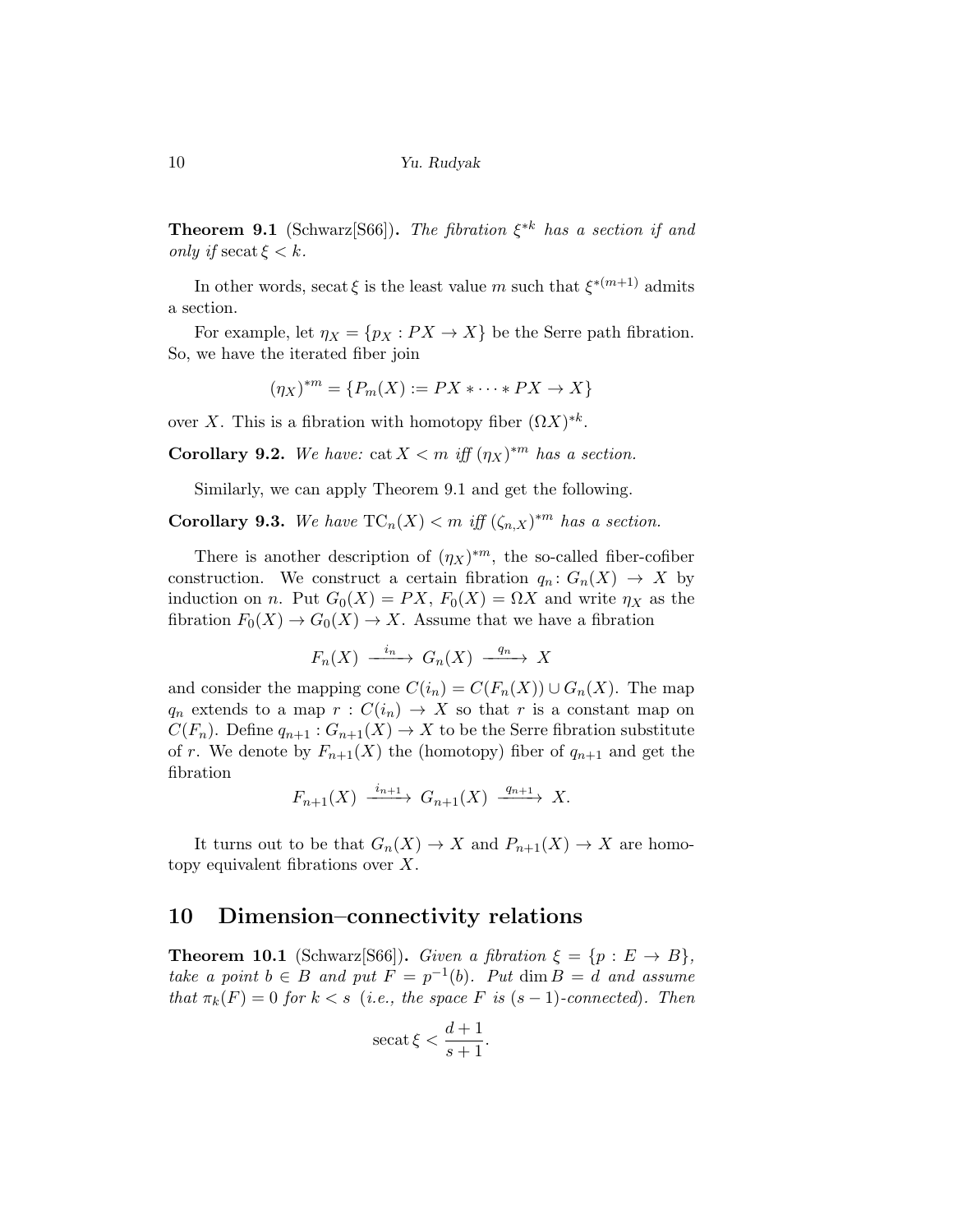**Theorem 9.1** (Schwarz[S66])**.** *The fibration $\xi^{*k}$ has a section if and only if* $\operatorname{secat}\xi < k$.

In other words, $\operatorname{secat}\xi$ is the least value $m$ such that $\xi^{*(m+1)}$ admits a section.

For example, let $\eta_X = \{p_X : PX \to X\}$ be the Serre path fibration. So, we have the iterated fiber join

$$(\eta_X)^{*m} = \{P_m(X) := PX * \cdots * PX \to X\}$$

over $X$. This is a fibration with homotopy fiber $(\Omega X)^{*k}$.

**Corollary 9.2.** *We have:* $\operatorname{cat} X < m$ *iff* $(\eta_X)^{*m}$ *has a section.*

Similarly, we can apply Theorem 9.1 and get the following.

**Corollary 9.3.** *We have* $\operatorname{TC}_n(X) < m$ *iff* $(\zeta_{n,X})^{*m}$ *has a section.*

There is another description of $(\eta_X)^{*m}$, the so-called fiber-cofiber construction. We construct a certain fibration $q_n\colon G_n(X) \to X$ by induction on $n$. Put $G_0(X) = PX$, $F_0(X) = \Omega X$ and write $\eta_X$ as the fibration $F_0(X) \to G_0(X) \to X$. Assume that we have a fibration

$$F_n(X) \xrightarrow{\ i_n\ } G_n(X) \xrightarrow{\ q_n\ } X$$

and consider the mapping cone $C(i_n) = C(F_n(X)) \cup G_n(X)$. The map $q_n$ extends to a map $r : C(i_n) \to X$ so that $r$ is a constant map on $C(F_n)$. Define $q_{n+1} : G_{n+1}(X) \to X$ to be the Serre fibration substitute of $r$. We denote by $F_{n+1}(X)$ the (homotopy) fiber of $q_{n+1}$ and get the fibration

$$F_{n+1}(X) \xrightarrow{\ i_{n+1}\ } G_{n+1}(X) \xrightarrow{\ q_{n+1}\ } X.$$

It turns out to be that $G_n(X) \to X$ and $P_{n+1}(X) \to X$ are homotopy equivalent fibrations over $X$.

## 10 Dimension–connectivity relations

**Theorem 10.1** (Schwarz[S66])**.** *Given a fibration $\xi = \{p : E \to B\}$, take a point $b \in B$ and put $F = p^{-1}(b)$. Put $\dim B = d$ and assume that $\pi_k(F) = 0$ for $k < s$ (i.e., the space $F$ is $(s-1)$-connected). Then*

$$\operatorname{secat}\xi < \frac{d+1}{s+1}.$$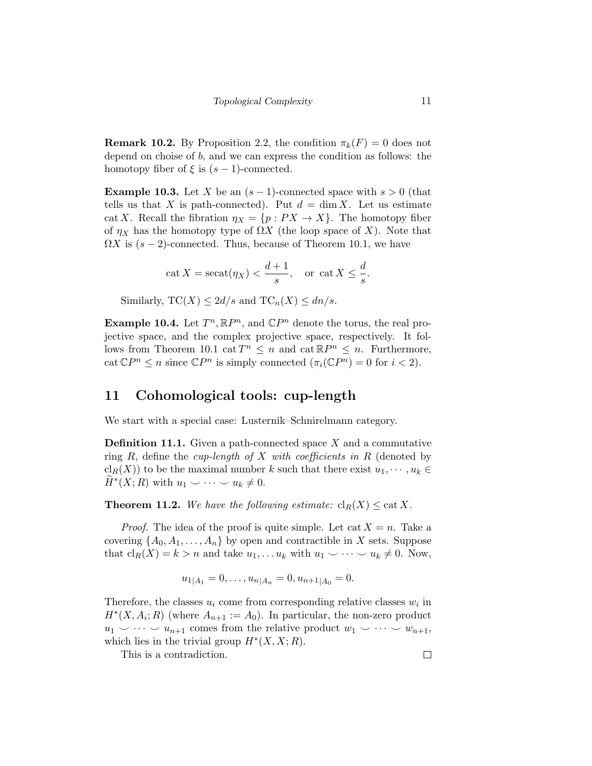**Remark 10.2.** By Proposition 2.2, the condition $\pi_k(F) = 0$ does not depend on choise of $b$, and we can express the condition as follows: the homotopy fiber of $\xi$ is $(s-1)$-connected.

**Example 10.3.** Let $X$ be an $(s-1)$-connected space with $s > 0$ (that tells us that $X$ is path-connected). Put $d = \dim X$. Let us estimate $\operatorname{cat} X$. Recall the fibration $\eta_X = \{p : PX \to X\}$. The homotopy fiber of $\eta_X$ has the homotopy type of $\Omega X$ (the loop space of $X$). Note that $\Omega X$ is $(s-2)$-connected. Thus, because of Theorem 10.1, we have

$$\operatorname{cat} X = \operatorname{secat}(\eta_X) < \frac{d+1}{s}, \quad \text{or } \operatorname{cat} X \leq \frac{d}{s}.$$

Similarly, $\mathrm{TC}(X) \leq 2d/s$ and $\mathrm{TC}_n(X) \leq dn/s$.

**Example 10.4.** Let $T^n, \mathbb{R}P^n$, and $\mathbb{C}P^n$ denote the torus, the real projective space, and the complex projective space, respectively. It follows from Theorem 10.1 $\operatorname{cat} T^n \leq n$ and $\operatorname{cat} \mathbb{R}P^n \leq n$. Furthermore, $\operatorname{cat} \mathbb{C}P^n \leq n$ since $\mathbb{C}P^n$ is simply connected ($\pi_i(\mathbb{C}P^n) = 0$ for $i < 2$).

## 11 Cohomological tools: cup-length

We start with a special case: Lusternik–Schnirelmann category.

**Definition 11.1.** Given a path-connected space $X$ and a commutative ring $R$, define the *cup-length of $X$ with coefficients in $R$* (denoted by $\mathrm{cl}_R(X)$) to be the maximal number $k$ such that there exist $u_1, \cdots, u_k \in \widetilde{H}^*(X; R)$ with $u_1 \smile \cdots \smile u_k \neq 0$.

**Theorem 11.2.** *We have the following estimate:* $\mathrm{cl}_R(X) \leq \operatorname{cat} X$.

*Proof.* The idea of the proof is quite simple. Let $\operatorname{cat} X = n$. Take a covering $\{A_0, A_1, \ldots, A_n\}$ by open and contractible in $X$ sets. Suppose that $\mathrm{cl}_R(X) = k > n$ and take $u_1, \ldots u_k$ with $u_1 \smile \cdots \smile u_k \neq 0$. Now,

$$u_{1|A_1} = 0, \ldots, u_{n|A_n} = 0, u_{n+1|A_0} = 0.$$

Therefore, the classes $u_i$ come from corresponding relative classes $w_i$ in $H^*(X, A_i; R)$ (where $A_{n+1} := A_0$). In particular, the non-zero product $u_1 \smile \cdots \smile u_{n+1}$ comes from the relative product $w_1 \smile \cdots \smile w_{n+1}$, which lies in the trivial group $H^*(X, X; R)$.

This is a contradiction. $\square$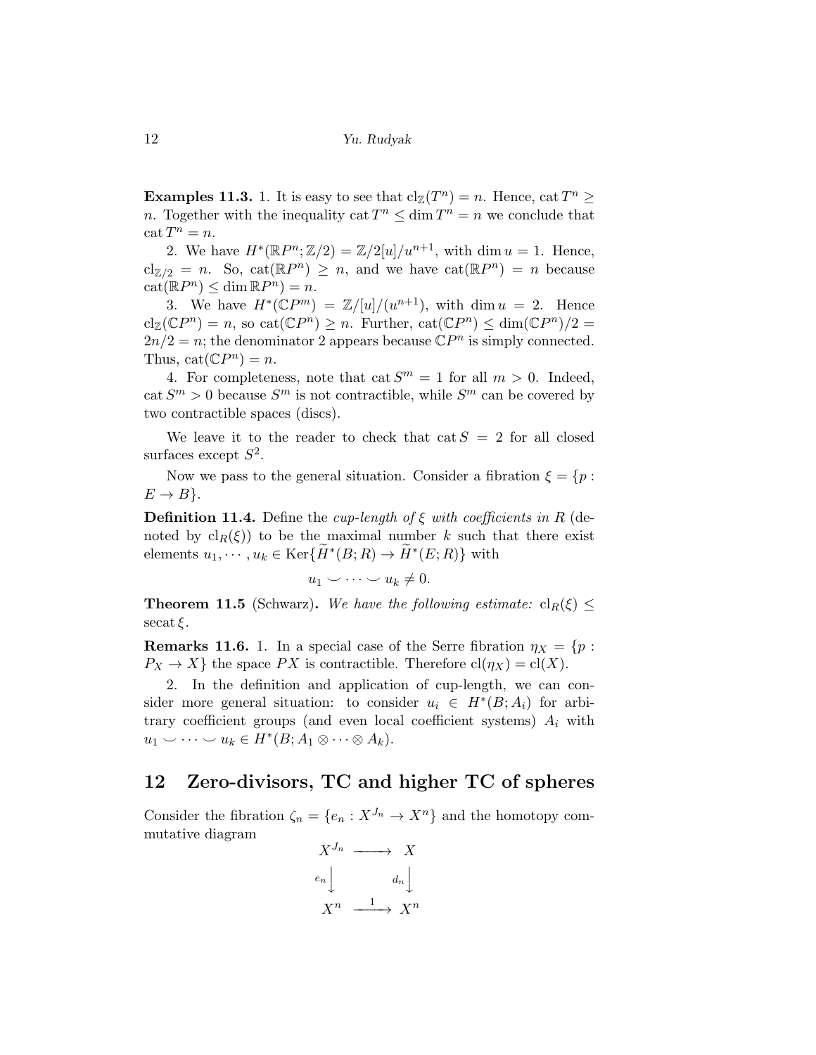**Examples 11.3.** 1. It is easy to see that $\mathrm{cl}_{\mathbb{Z}}(T^n) = n$. Hence, $\mathrm{cat}\, T^n \geq n$. Together with the inequality $\mathrm{cat}\, T^n \leq \dim T^n = n$ we conclude that $\mathrm{cat}\, T^n = n$.

2. We have $H^*(\mathbb{R}P^n; \mathbb{Z}/2) = \mathbb{Z}/2[u]/u^{n+1}$, with $\dim u = 1$. Hence, $\mathrm{cl}_{\mathbb{Z}/2} = n$. So, $\mathrm{cat}(\mathbb{R}P^n) \geq n$, and we have $\mathrm{cat}(\mathbb{R}P^n) = n$ because $\mathrm{cat}(\mathbb{R}P^n) \leq \dim \mathbb{R}P^n) = n$.

3. We have $H^*(\mathbb{C}P^m) = \mathbb{Z}/[u]/(u^{n+1})$, with $\dim u = 2$. Hence $\mathrm{cl}_{\mathbb{Z}}(\mathbb{C}P^n) = n$, so $\mathrm{cat}(\mathbb{C}P^n) \geq n$. Further, $\mathrm{cat}(\mathbb{C}P^n) \leq \dim(\mathbb{C}P^n)/2 = 2n/2 = n$; the denominator 2 appears because $\mathbb{C}P^n$ is simply connected. Thus, $\mathrm{cat}(\mathbb{C}P^n) = n$.

4. For completeness, note that $\mathrm{cat}\, S^m = 1$ for all $m > 0$. Indeed, $\mathrm{cat}\, S^m > 0$ because $S^m$ is not contractible, while $S^m$ can be covered by two contractible spaces (discs).

We leave it to the reader to check that $\mathrm{cat}\, S = 2$ for all closed surfaces except $S^2$.

Now we pass to the general situation. Consider a fibration $\xi = \{p : E \to B\}$.

**Definition 11.4.** Define the *cup-length of $\xi$ with coefficients in $R$* (denoted by $\mathrm{cl}_R(\xi)$) to be the maximal number $k$ such that there exist elements $u_1, \cdots, u_k \in \mathrm{Ker}\{\widetilde{H}^*(B; R) \to \widetilde{H}^*(E; R)\}$ with

$$u_1 \smile \cdots \smile u_k \neq 0.$$

**Theorem 11.5** (Schwarz). *We have the following estimate:* $\mathrm{cl}_R(\xi) \leq \mathrm{secat}\, \xi$.

**Remarks 11.6.** 1. In a special case of the Serre fibration $\eta_X = \{p : P_X \to X\}$ the space $PX$ is contractible. Therefore $\mathrm{cl}(\eta_X) = \mathrm{cl}(X)$.

2. In the definition and application of cup-length, we can consider more general situation: to consider $u_i \in H^*(B; A_i)$ for arbitrary coefficient groups (and even local coefficient systems) $A_i$ with $u_1 \smile \cdots \smile u_k \in H^*(B; A_1 \otimes \cdots \otimes A_k)$.

## 12 Zero-divisors, TC and higher TC of spheres

Consider the fibration $\zeta_n = \{e_n : X^{J_n} \to X^n\}$ and the homotopy commutative diagram

$$\begin{array}{ccc} X^{J_n} & \longrightarrow & X \\ {\scriptstyle e_n}\big\downarrow & & \big\downarrow{\scriptstyle d_n} \\ X^n & \xrightarrow{\;1\;} & X^n \end{array}$$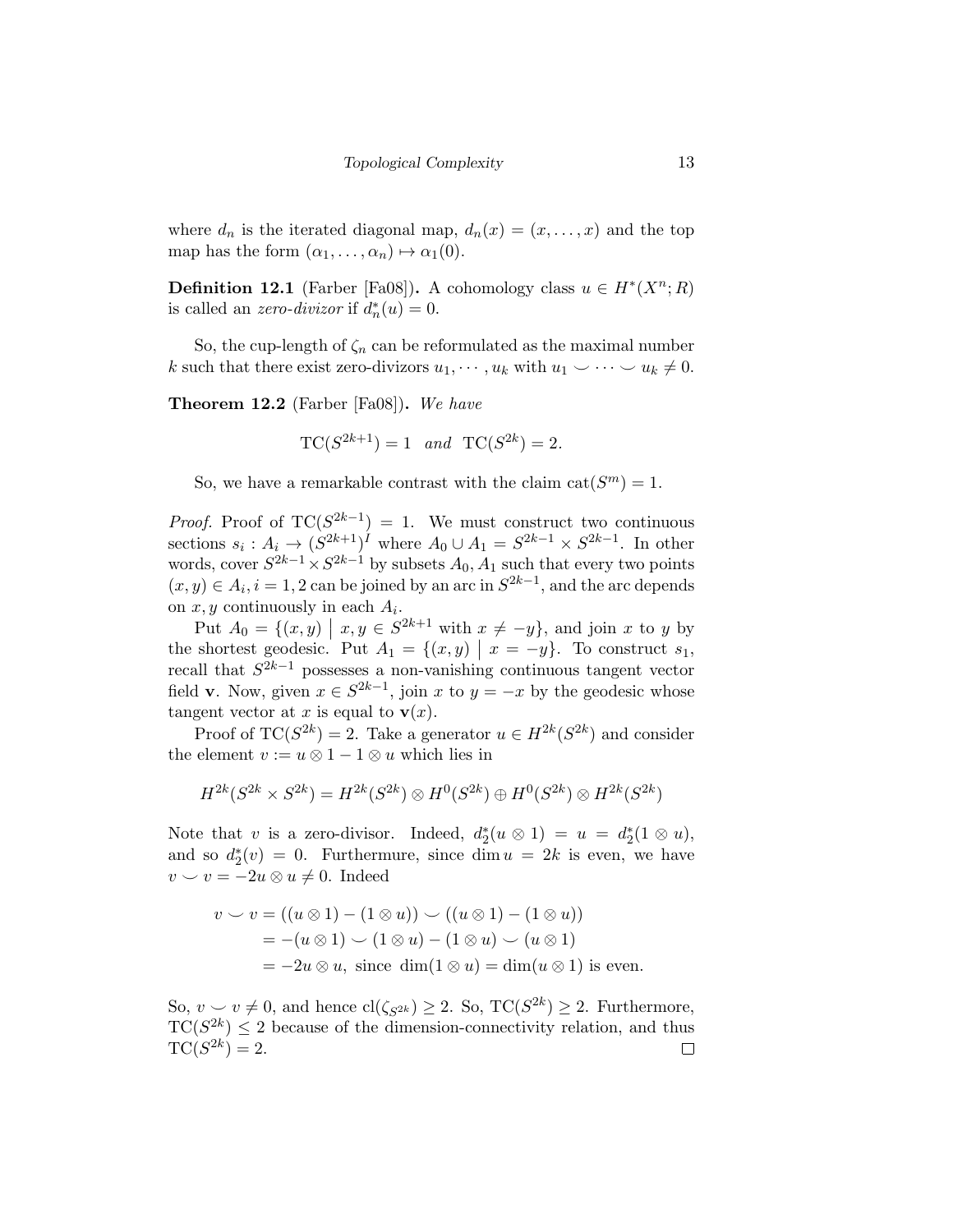where $d_n$ is the iterated diagonal map, $d_n(x) = (x, \dots, x)$ and the top map has the form $(\alpha_1, \dots, \alpha_n) \mapsto \alpha_1(0)$.

**Definition 12.1** (Farber [Fa08])**.** A cohomology class $u \in H^*(X^n; R)$ is called an *zero-divizor* if $d_n^*(u) = 0$.

So, the cup-length of $\zeta_n$ can be reformulated as the maximal number $k$ such that there exist zero-divizors $u_1, \cdots, u_k$ with $u_1 \smile \cdots \smile u_k \neq 0$.

**Theorem 12.2** (Farber [Fa08])**.** *We have*

$$\mathrm{TC}(S^{2k+1}) = 1 \quad \textit{and} \quad \mathrm{TC}(S^{2k}) = 2.$$

So, we have a remarkable contrast with the claim $\mathrm{cat}(S^m) = 1$.

*Proof.* Proof of $\mathrm{TC}(S^{2k-1}) = 1$. We must construct two continuous sections $s_i : A_i \to (S^{2k+1})^I$ where $A_0 \cup A_1 = S^{2k-1} \times S^{2k-1}$. In other words, cover $S^{2k-1} \times S^{2k-1}$ by subsets $A_0, A_1$ such that every two points $(x, y) \in A_i, i = 1, 2$ can be joined by an arc in $S^{2k-1}$, and the arc depends on $x, y$ continuously in each $A_i$.

Put $A_0 = \{(x, y) \mid x, y \in S^{2k+1} \text{ with } x \neq -y\}$, and join $x$ to $y$ by the shortest geodesic. Put $A_1 = \{(x, y) \mid x = -y\}$. To construct $s_1$, recall that $S^{2k-1}$ possesses a non-vanishing continuous tangent vector field $\mathbf{v}$. Now, given $x \in S^{2k-1}$, join $x$ to $y = -x$ by the geodesic whose tangent vector at $x$ is equal to $\mathbf{v}(x)$.

Proof of $\mathrm{TC}(S^{2k}) = 2$. Take a generator $u \in H^{2k}(S^{2k})$ and consider the element $v := u \otimes 1 - 1 \otimes u$ which lies in

$$H^{2k}(S^{2k} \times S^{2k}) = H^{2k}(S^{2k}) \otimes H^0(S^{2k}) \oplus H^0(S^{2k}) \otimes H^{2k}(S^{2k})$$

Note that $v$ is a zero-divisor. Indeed, $d_2^*(u \otimes 1) = u = d_2^*(1 \otimes u)$, and so $d_2^*(v) = 0$. Furthermure, since $\dim u = 2k$ is even, we have $v \smile v = -2u \otimes u \neq 0$. Indeed

$$\begin{aligned}
v \smile v &= ((u \otimes 1) - (1 \otimes u)) \smile ((u \otimes 1) - (1 \otimes u)) \\
&= -(u \otimes 1) \smile (1 \otimes u) - (1 \otimes u) \smile (u \otimes 1) \\
&= -2u \otimes u, \text{ since } \dim(1 \otimes u) = \dim(u \otimes 1) \text{ is even.}
\end{aligned}$$

So, $v \smile v \neq 0$, and hence $\mathrm{cl}(\zeta_{S^{2k}}) \geq 2$. So, $\mathrm{TC}(S^{2k}) \geq 2$. Furthermore, $\mathrm{TC}(S^{2k}) \leq 2$ because of the dimension-connectivity relation, and thus $\mathrm{TC}(S^{2k}) = 2$. □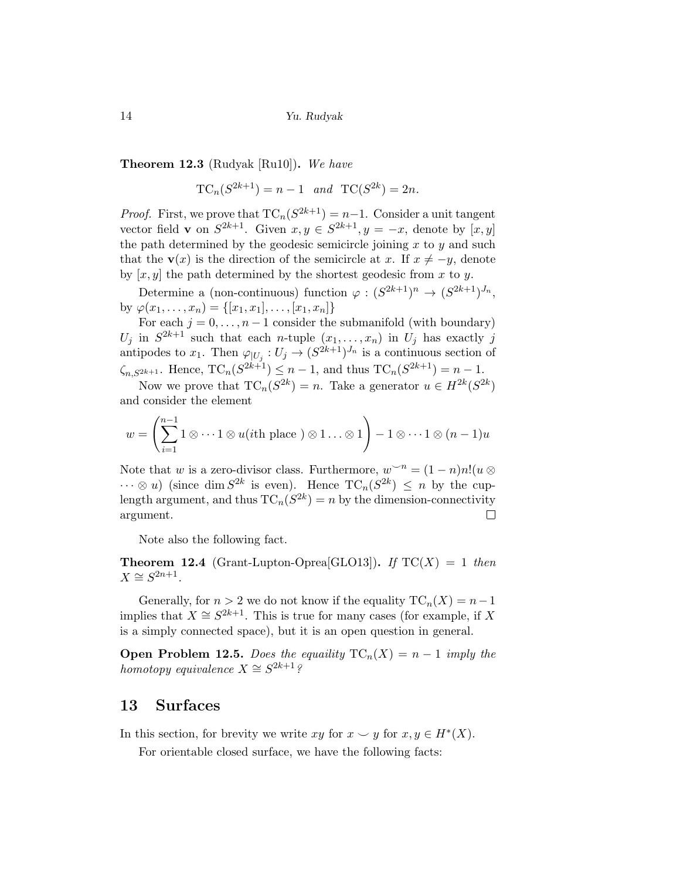**Theorem 12.3** (Rudyak [Ru10])**.** *We have*

$$\mathrm{TC}_n(S^{2k+1}) = n-1 \quad \textit{and} \quad \mathrm{TC}(S^{2k}) = 2n.$$

*Proof.* First, we prove that $\mathrm{TC}_n(S^{2k+1}) = n-1$. Consider a unit tangent vector field $\mathbf{v}$ on $S^{2k+1}$. Given $x, y \in S^{2k+1}, y = -x$, denote by $[x, y]$ the path determined by the geodesic semicircle joining $x$ to $y$ and such that the $\mathbf{v}(x)$ is the direction of the semicircle at $x$. If $x \neq -y$, denote by $[x, y]$ the path determined by the shortest geodesic from $x$ to $y$.

Determine a (non-continuous) function $\varphi : (S^{2k+1})^n \to (S^{2k+1})^{J_n}$, by $\varphi(x_1, \dots, x_n) = \{[x_1, x_1], \dots, [x_1, x_n]\}$

For each $j = 0, \dots, n-1$ consider the submanifold (with boundary) $U_j$ in $S^{2k+1}$ such that each $n$-tuple $(x_1, \dots, x_n)$ in $U_j$ has exactly $j$ antipodes to $x_1$. Then $\varphi_{|U_j} : U_j \to (S^{2k+1})^{J_n}$ is a continuous section of $\zeta_{n,S^{2k+1}}$. Hence, $\mathrm{TC}_n(S^{2k+1}) \leq n-1$, and thus $\mathrm{TC}_n(S^{2k+1}) = n-1$.

Now we prove that $\mathrm{TC}_n(S^{2k}) = n$. Take a generator $u \in H^{2k}(S^{2k})$ and consider the element

$$w = \left( \sum_{i=1}^{n-1} 1 \otimes \cdots 1 \otimes u(i\text{th place }) \otimes 1 \ldots \otimes 1 \right) - 1 \otimes \cdots 1 \otimes (n-1)u$$

Note that $w$ is a zero-divisor class. Furthermore, $w^{\smile n} = (1-n)n!(u \otimes \cdots \otimes u)$ (since $\dim S^{2k}$ is even). Hence $\mathrm{TC}_n(S^{2k}) \leq n$ by the cup-length argument, and thus $\mathrm{TC}_n(S^{2k}) = n$ by the dimension-connectivity argument. □

Note also the following fact.

**Theorem 12.4** (Grant-Lupton-Oprea[GLO13])**.** *If* $\mathrm{TC}(X) = 1$ *then* $X \cong S^{2n+1}$.

Generally, for $n > 2$ we do not know if the equality $\mathrm{TC}_n(X) = n-1$ implies that $X \cong S^{2k+1}$. This is true for many cases (for example, if $X$ is a simply connected space), but it is an open question in general.

**Open Problem 12.5.** *Does the equaility* $\mathrm{TC}_n(X) = n-1$ *imply the homotopy equivalence* $X \cong S^{2k+1}$*?*

## 13 Surfaces

In this section, for brevity we write $xy$ for $x \smile y$ for $x, y \in H^*(X)$.

For orientable closed surface, we have the following facts: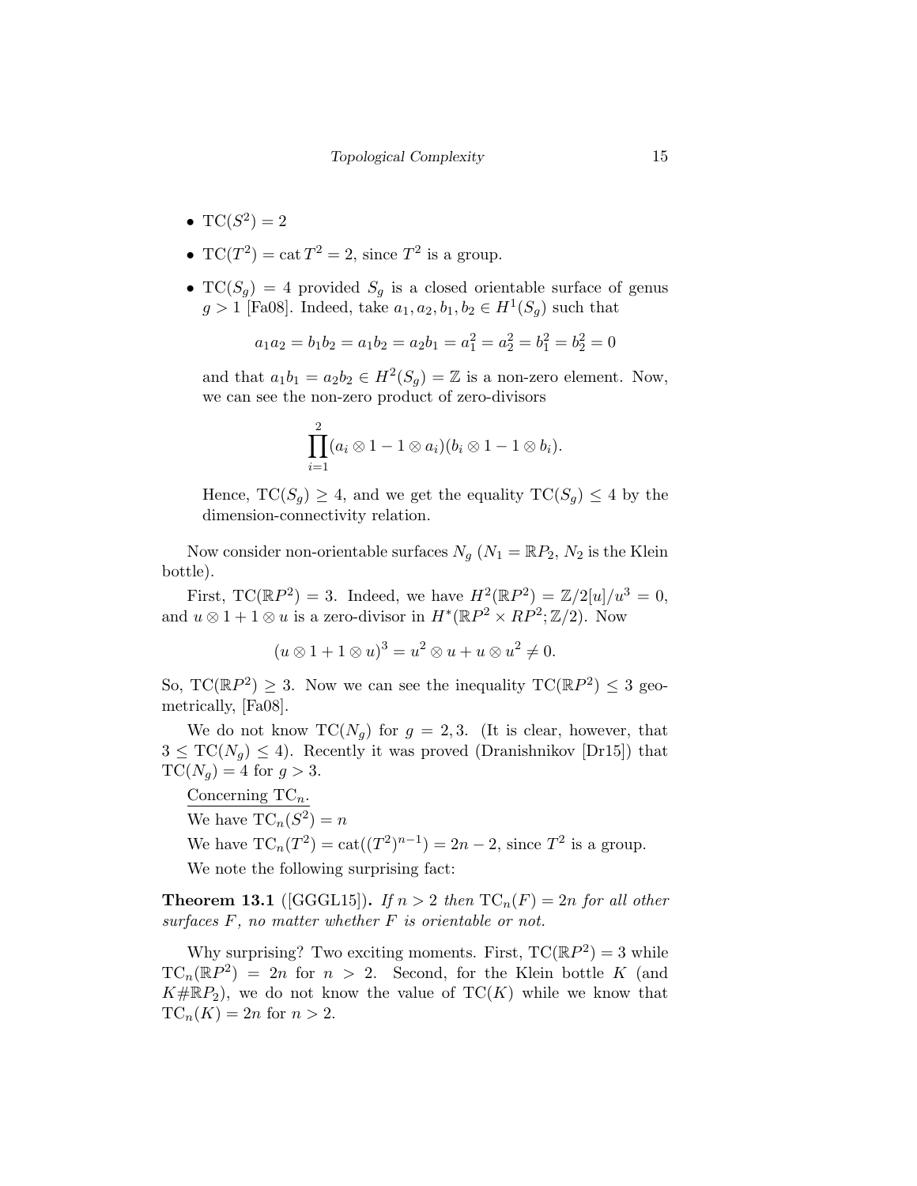- $\mathrm{TC}(S^2) = 2$
- $\mathrm{TC}(T^2) = \mathrm{cat}\, T^2 = 2$, since $T^2$ is a group.
- $\mathrm{TC}(S_g) = 4$ provided $S_g$ is a closed orientable surface of genus $g > 1$ [Fa08]. Indeed, take $a_1, a_2, b_1, b_2 \in H^1(S_g)$ such that

  $$a_1a_2 = b_1b_2 = a_1b_2 = a_2b_1 = a_1^2 = a_2^2 = b_1^2 = b_2^2 = 0$$

  and that $a_1b_1 = a_2b_2 \in H^2(S_g) = \mathbb{Z}$ is a non-zero element. Now, we can see the non-zero product of zero-divisors

  $$\prod_{i=1}^{2}(a_i \otimes 1 - 1 \otimes a_i)(b_i \otimes 1 - 1 \otimes b_i).$$

  Hence, $\mathrm{TC}(S_g) \geq 4$, and we get the equality $\mathrm{TC}(S_g) \leq 4$ by the dimension-connectivity relation.

Now consider non-orientable surfaces $N_g$ ($N_1 = \mathbb{R}P_2$, $N_2$ is the Klein bottle).

First, $\mathrm{TC}(\mathbb{R}P^2) = 3$. Indeed, we have $H^2(\mathbb{R}P^2) = \mathbb{Z}/2[u]/u^3 = 0$, and $u \otimes 1 + 1 \otimes u$ is a zero-divisor in $H^*(\mathbb{R}P^2 \times RP^2; \mathbb{Z}/2)$. Now

$$(u \otimes 1 + 1 \otimes u)^3 = u^2 \otimes u + u \otimes u^2 \neq 0.$$

So, $\mathrm{TC}(\mathbb{R}P^2) \geq 3$. Now we can see the inequality $\mathrm{TC}(\mathbb{R}P^2) \leq 3$ geometrically, [Fa08].

We do not know $\mathrm{TC}(N_g)$ for $g = 2, 3$. (It is clear, however, that $3 \leq \mathrm{TC}(N_g) \leq 4$). Recently it was proved (Dranishnikov [Dr15]) that $\mathrm{TC}(N_g) = 4$ for $g > 3$.

Concerning $\mathrm{TC}_n$.

We have $\mathrm{TC}_n(S^2) = n$

We have $\mathrm{TC}_n(T^2) = \mathrm{cat}((T^2)^{n-1}) = 2n - 2$, since $T^2$ is a group.

We note the following surprising fact:

**Theorem 13.1** ([GGGL15]). *If $n > 2$ then $\mathrm{TC}_n(F) = 2n$ for all other surfaces $F$, no matter whether $F$ is orientable or not.*

Why surprising? Two exciting moments. First, $\mathrm{TC}(\mathbb{R}P^2) = 3$ while $\mathrm{TC}_n(\mathbb{R}P^2) = 2n$ for $n > 2$. Second, for the Klein bottle $K$ (and $K\#\mathbb{R}P_2$), we do not know the value of $\mathrm{TC}(K)$ while we know that $\mathrm{TC}_n(K) = 2n$ for $n > 2$.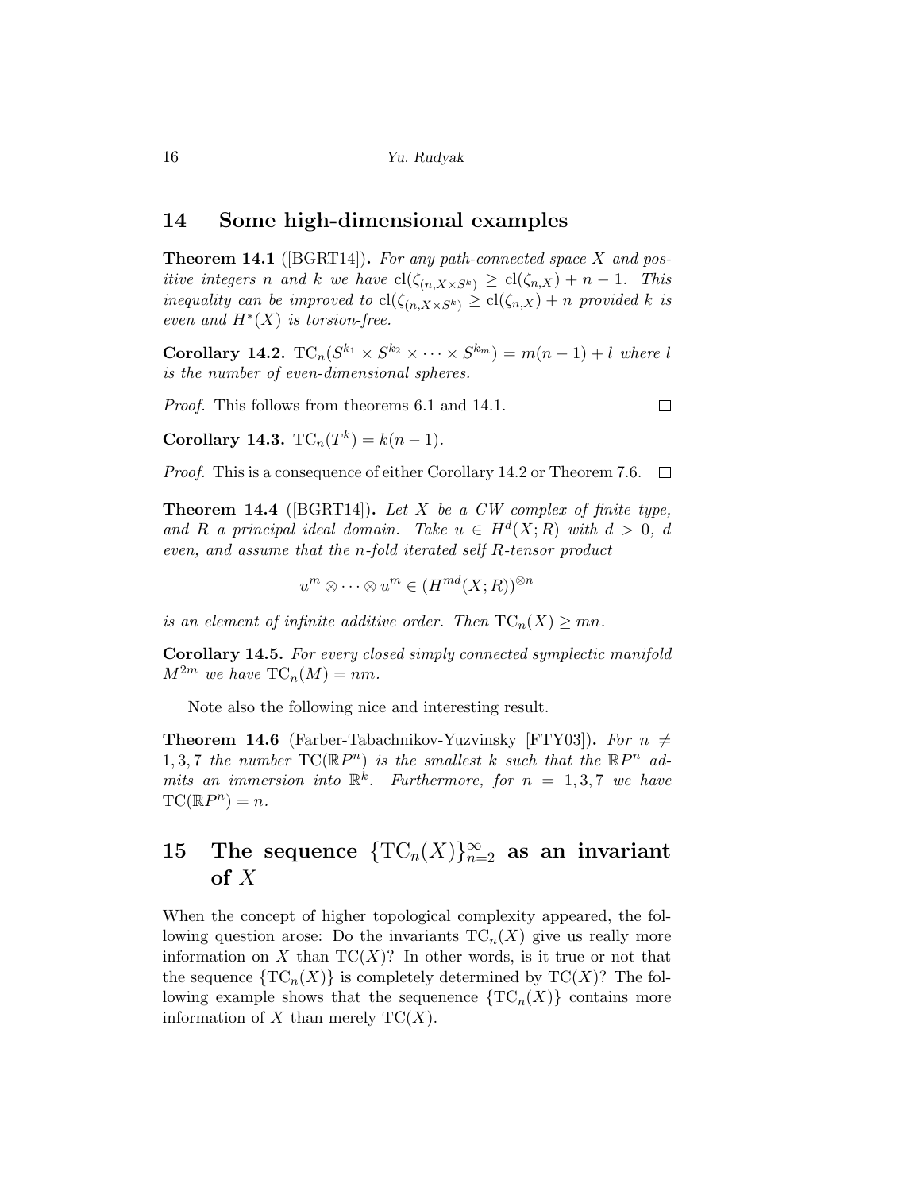## 14 Some high-dimensional examples

**Theorem 14.1** ([BGRT14])**.** *For any path-connected space $X$ and positive integers $n$ and $k$ we have $\mathrm{cl}(\zeta_{(n,X\times S^k)} \geq \mathrm{cl}(\zeta_{n,X}) + n - 1$. This inequality can be improved to $\mathrm{cl}(\zeta_{(n,X\times S^k)} \geq \mathrm{cl}(\zeta_{n,X}) + n$ provided $k$ is even and $H^*(X)$ is torsion-free.*

**Corollary 14.2.** $\mathrm{TC}_n(S^{k_1} \times S^{k_2} \times \cdots \times S^{k_m}) = m(n-1) + l$ *where $l$ is the number of even-dimensional spheres.*

*Proof.* This follows from theorems 6.1 and 14.1. ∎

**Corollary 14.3.** $\mathrm{TC}_n(T^k) = k(n-1)$.

*Proof.* This is a consequence of either Corollary 14.2 or Theorem 7.6. ∎

**Theorem 14.4** ([BGRT14])**.** *Let $X$ be a CW complex of finite type, and $R$ a principal ideal domain. Take $u \in H^d(X;R)$ with $d > 0$, $d$ even, and assume that the $n$-fold iterated self $R$-tensor product*

$$u^m \otimes \cdots \otimes u^m \in (H^{md}(X;R))^{\otimes n}$$

*is an element of infinite additive order. Then $\mathrm{TC}_n(X) \geq mn$.*

**Corollary 14.5.** *For every closed simply connected symplectic manifold $M^{2m}$ we have $\mathrm{TC}_n(M) = nm$.*

Note also the following nice and interesting result.

**Theorem 14.6** (Farber-Tabachnikov-Yuzvinsky [FTY03])**.** *For $n \neq 1, 3, 7$ the number $\mathrm{TC}(\mathbb{R}P^n)$ is the smallest $k$ such that the $\mathbb{R}P^n$ admits an immersion into $\mathbb{R}^k$. Furthermore, for $n = 1, 3, 7$ we have $\mathrm{TC}(\mathbb{R}P^n) = n$.*

## 15 The sequence $\{\mathrm{TC}_n(X)\}_{n=2}^{\infty}$ as an invariant of $X$

When the concept of higher topological complexity appeared, the following question arose: Do the invariants $\mathrm{TC}_n(X)$ give us really more information on $X$ than $\mathrm{TC}(X)$? In other words, is it true or not that the sequence $\{\mathrm{TC}_n(X)\}$ is completely determined by $\mathrm{TC}(X)$? The following example shows that the sequenence $\{\mathrm{TC}_n(X)\}$ contains more information of $X$ than merely $\mathrm{TC}(X)$.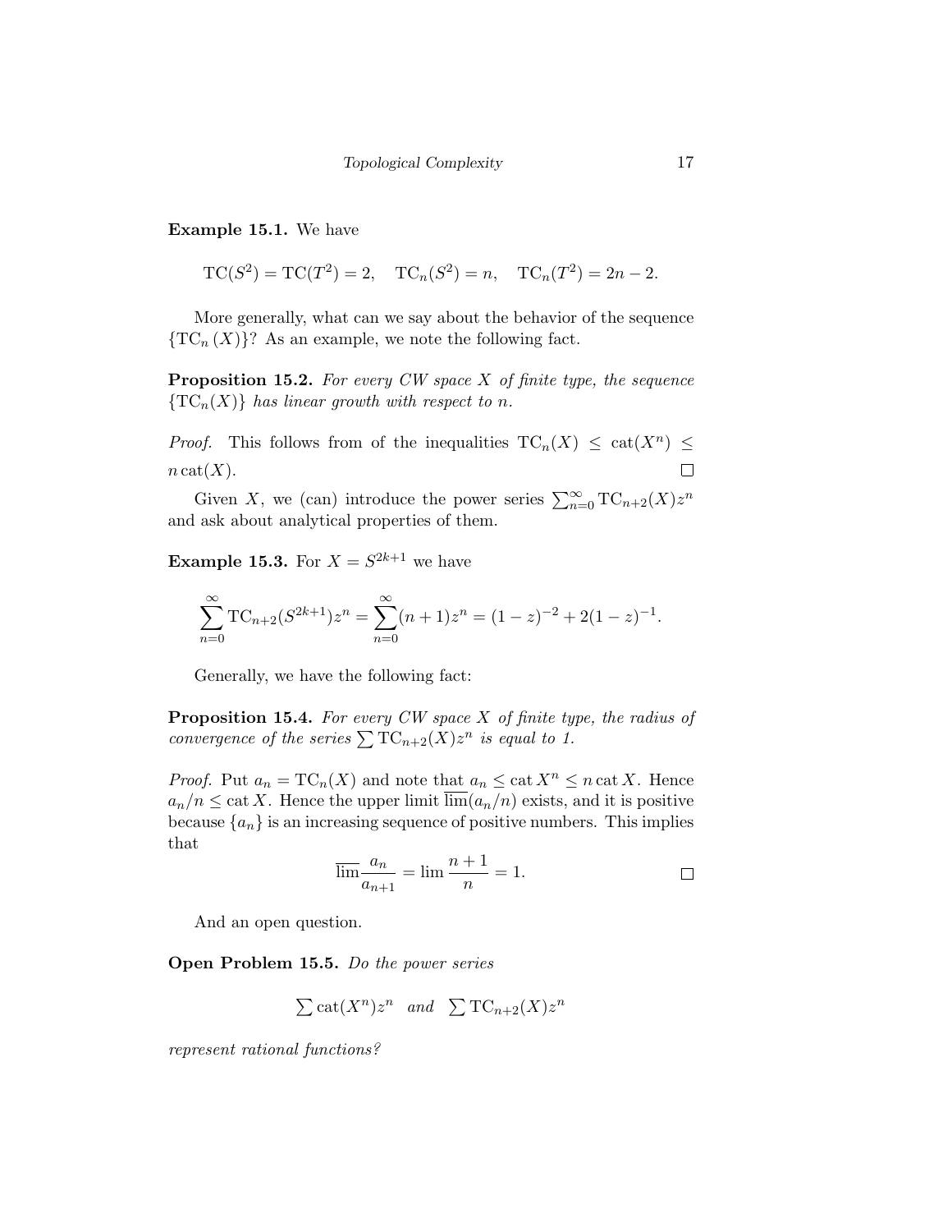**Example 15.1.** We have

$$\mathrm{TC}(S^2) = \mathrm{TC}(T^2) = 2, \quad \mathrm{TC}_n(S^2) = n, \quad \mathrm{TC}_n(T^2) = 2n - 2.$$

More generally, what can we say about the behavior of the sequence $\{\mathrm{TC}_n(X)\}$? As an example, we note the following fact.

**Proposition 15.2.** *For every CW space $X$ of finite type, the sequence $\{\mathrm{TC}_n(X)\}$ has linear growth with respect to $n$.*

*Proof.* This follows from of the inequalities $\mathrm{TC}_n(X) \leq \mathrm{cat}(X^n) \leq n \,\mathrm{cat}(X)$. □

Given $X$, we (can) introduce the power series $\sum_{n=0}^{\infty} \mathrm{TC}_{n+2}(X) z^n$ and ask about analytical properties of them.

**Example 15.3.** For $X = S^{2k+1}$ we have

$$\sum_{n=0}^{\infty} \mathrm{TC}_{n+2}(S^{2k+1}) z^n = \sum_{n=0}^{\infty} (n+1) z^n = (1-z)^{-2} + 2(1-z)^{-1}.$$

Generally, we have the following fact:

**Proposition 15.4.** *For every CW space $X$ of finite type, the radius of convergence of the series $\sum \mathrm{TC}_{n+2}(X) z^n$ is equal to 1.*

*Proof.* Put $a_n = \mathrm{TC}_n(X)$ and note that $a_n \leq \mathrm{cat}\, X^n \leq n \,\mathrm{cat}\, X$. Hence $a_n/n \leq \mathrm{cat}\, X$. Hence the upper limit $\overline{\lim}(a_n/n)$ exists, and it is positive because $\{a_n\}$ is an increasing sequence of positive numbers. This implies that

$$\overline{\lim} \frac{a_n}{a_{n+1}} = \lim \frac{n+1}{n} = 1. \qquad \square$$

And an open question.

**Open Problem 15.5.** *Do the power series*

$$\sum \mathrm{cat}(X^n) z^n \quad \textit{and} \quad \sum \mathrm{TC}_{n+2}(X) z^n$$

*represent rational functions?*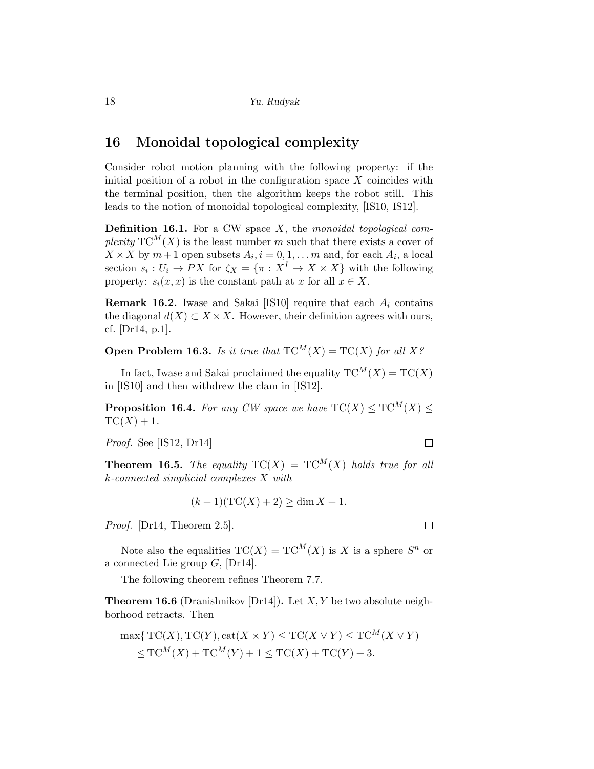## 16 Monoidal topological complexity

Consider robot motion planning with the following property: if the initial position of a robot in the configuration space $X$ coincides with the terminal position, then the algorithm keeps the robot still. This leads to the notion of monoidal topological complexity, [IS10, IS12].

**Definition 16.1.** For a CW space $X$, the *monoidal topological complexity* $\mathrm{TC}^M(X)$ is the least number $m$ such that there exists a cover of $X \times X$ by $m+1$ open subsets $A_i, i = 0, 1, \dots m$ and, for each $A_i$, a local section $s_i : U_i \to PX$ for $\zeta_X = \{\pi : X^I \to X \times X\}$ with the following property: $s_i(x, x)$ is the constant path at $x$ for all $x \in X$.

**Remark 16.2.** Iwase and Sakai [IS10] require that each $A_i$ contains the diagonal $d(X) \subset X \times X$. However, their definition agrees with ours, cf. [Dr14, p.1].

**Open Problem 16.3.** *Is it true that* $\mathrm{TC}^M(X) = \mathrm{TC}(X)$ *for all* $X$*?*

In fact, Iwase and Sakai proclaimed the equality $\mathrm{TC}^M(X) = \mathrm{TC}(X)$ in [IS10] and then withdrew the clam in [IS12].

**Proposition 16.4.** *For any CW space we have* $\mathrm{TC}(X) \le \mathrm{TC}^M(X) \le \mathrm{TC}(X) + 1$.

*Proof.* See [IS12, Dr14] □

**Theorem 16.5.** *The equality* $\mathrm{TC}(X) = \mathrm{TC}^M(X)$ *holds true for all* $k$*-connected simplicial complexes* $X$ *with*

$$(k + 1)(\mathrm{TC}(X) + 2) \ge \dim X + 1.$$

*Proof.* [Dr14, Theorem 2.5]. □

Note also the equalities $\mathrm{TC}(X) = \mathrm{TC}^M(X)$ is $X$ is a sphere $S^n$ or a connected Lie group $G$, [Dr14].

The following theorem refines Theorem 7.7.

**Theorem 16.6** (Dranishnikov [Dr14])**.** Let $X, Y$ be two absolute neighborhood retracts. Then

$$\begin{aligned} \max\{ \mathrm{TC}(X), \mathrm{TC}(Y), \mathrm{cat}(X \times Y) &\le \mathrm{TC}(X \vee Y) \le \mathrm{TC}^M(X \vee Y) \\ &\le \mathrm{TC}^M(X) + \mathrm{TC}^M(Y) + 1 \le \mathrm{TC}(X) + \mathrm{TC}(Y) + 3. \end{aligned}$$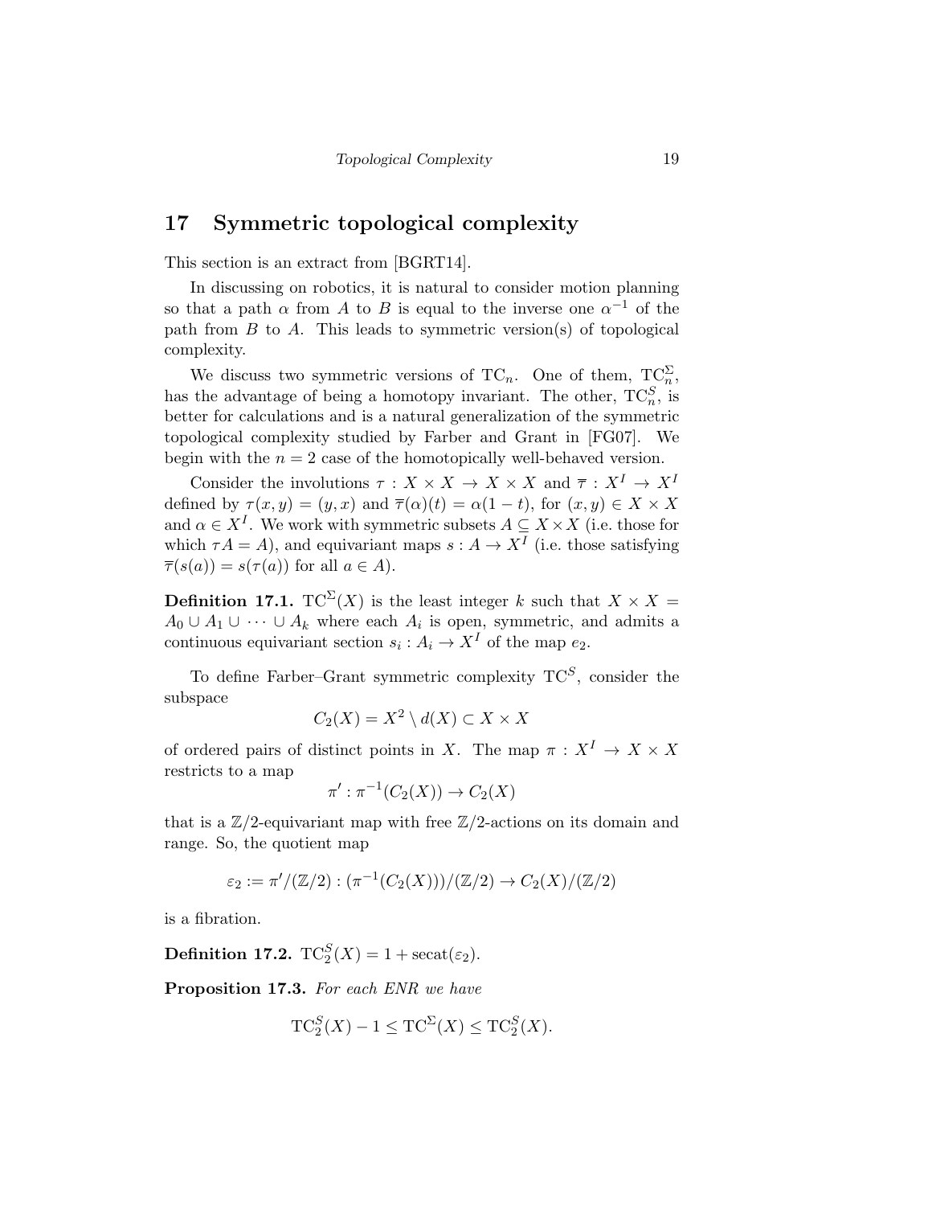## 17 Symmetric topological complexity

This section is an extract from [BGRT14].

In discussing on robotics, it is natural to consider motion planning so that a path $\alpha$ from $A$ to $B$ is equal to the inverse one $\alpha^{-1}$ of the path from $B$ to $A$. This leads to symmetric version(s) of topological complexity.

We discuss two symmetric versions of $\mathrm{TC}_n$. One of them, $\mathrm{TC}_n^{\Sigma}$, has the advantage of being a homotopy invariant. The other, $\mathrm{TC}_n^S$, is better for calculations and is a natural generalization of the symmetric topological complexity studied by Farber and Grant in [FG07]. We begin with the $n = 2$ case of the homotopically well-behaved version.

Consider the involutions $\tau : X \times X \to X \times X$ and $\overline{\tau} : X^I \to X^I$ defined by $\tau(x, y) = (y, x)$ and $\overline{\tau}(\alpha)(t) = \alpha(1 - t)$, for $(x, y) \in X \times X$ and $\alpha \in X^I$. We work with symmetric subsets $A \subseteq X \times X$ (i.e. those for which $\tau A = A$), and equivariant maps $s : A \to X^I$ (i.e. those satisfying $\overline{\tau}(s(a)) = s(\tau(a))$ for all $a \in A$).

**Definition 17.1.** $\mathrm{TC}^{\Sigma}(X)$ is the least integer $k$ such that $X \times X = A_0 \cup A_1 \cup \cdots \cup A_k$ where each $A_i$ is open, symmetric, and admits a continuous equivariant section $s_i : A_i \to X^I$ of the map $e_2$.

To define Farber–Grant symmetric complexity $\mathrm{TC}^S$, consider the subspace

$$C_2(X) = X^2 \setminus d(X) \subset X \times X$$

of ordered pairs of distinct points in $X$. The map $\pi : X^I \to X \times X$ restricts to a map

$$\pi' : \pi^{-1}(C_2(X)) \to C_2(X)$$

that is a $\mathbb{Z}/2$-equivariant map with free $\mathbb{Z}/2$-actions on its domain and range. So, the quotient map

$$\varepsilon_2 := \pi'/(\mathbb{Z}/2) : (\pi^{-1}(C_2(X)))/(\mathbb{Z}/2) \to C_2(X)/(\mathbb{Z}/2)$$

is a fibration.

**Definition 17.2.** $\mathrm{TC}_2^S(X) = 1 + \mathrm{secat}(\varepsilon_2)$.

**Proposition 17.3.** *For each ENR we have*

$$\mathrm{TC}_2^S(X) - 1 \le \mathrm{TC}^{\Sigma}(X) \le \mathrm{TC}_2^S(X).$$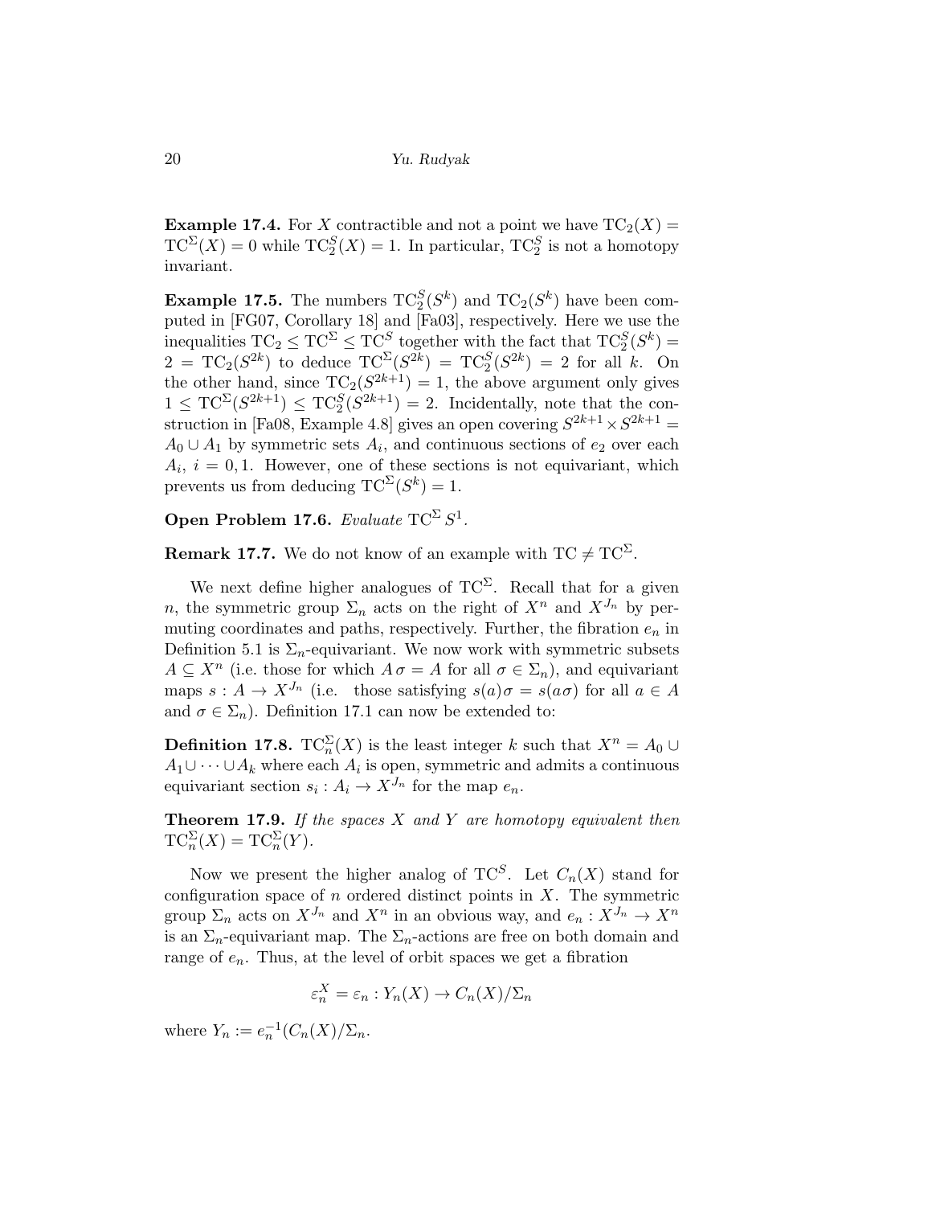**Example 17.4.** For $X$ contractible and not a point we have $\mathrm{TC}_2(X) = \mathrm{TC}^\Sigma(X) = 0$ while $\mathrm{TC}_2^S(X) = 1$. In particular, $\mathrm{TC}_2^S$ is not a homotopy invariant.

**Example 17.5.** The numbers $\mathrm{TC}_2^S(S^k)$ and $\mathrm{TC}_2(S^k)$ have been computed in [FG07, Corollary 18] and [Fa03], respectively. Here we use the inequalities $\mathrm{TC}_2 \le \mathrm{TC}^\Sigma \le \mathrm{TC}^S$ together with the fact that $\mathrm{TC}_2^S(S^k) = 2 = \mathrm{TC}_2(S^{2k})$ to deduce $\mathrm{TC}^\Sigma(S^{2k}) = \mathrm{TC}_2^S(S^{2k}) = 2$ for all $k$. On the other hand, since $\mathrm{TC}_2(S^{2k+1}) = 1$, the above argument only gives $1 \le \mathrm{TC}^\Sigma(S^{2k+1}) \le \mathrm{TC}_2^S(S^{2k+1}) = 2$. Incidentally, note that the construction in [Fa08, Example 4.8] gives an open covering $S^{2k+1} \times S^{2k+1} = A_0 \cup A_1$ by symmetric sets $A_i$, and continuous sections of $e_2$ over each $A_i$, $i = 0, 1$. However, one of these sections is not equivariant, which prevents us from deducing $\mathrm{TC}^\Sigma(S^k) = 1$.

**Open Problem 17.6.** *Evaluate* $\mathrm{TC}^\Sigma S^1$.

**Remark 17.7.** We do not know of an example with $\mathrm{TC} \ne \mathrm{TC}^\Sigma$.

We next define higher analogues of $\mathrm{TC}^\Sigma$. Recall that for a given $n$, the symmetric group $\Sigma_n$ acts on the right of $X^n$ and $X^{J_n}$ by permuting coordinates and paths, respectively. Further, the fibration $e_n$ in Definition 5.1 is $\Sigma_n$-equivariant. We now work with symmetric subsets $A \subseteq X^n$ (i.e. those for which $A\sigma = A$ for all $\sigma \in \Sigma_n$), and equivariant maps $s : A \to X^{J_n}$ (i.e. those satisfying $s(a)\sigma = s(a\sigma)$ for all $a \in A$ and $\sigma \in \Sigma_n$). Definition 17.1 can now be extended to:

**Definition 17.8.** $\mathrm{TC}_n^\Sigma(X)$ is the least integer $k$ such that $X^n = A_0 \cup A_1 \cup \cdots \cup A_k$ where each $A_i$ is open, symmetric and admits a continuous equivariant section $s_i : A_i \to X^{J_n}$ for the map $e_n$.

**Theorem 17.9.** *If the spaces $X$ and $Y$ are homotopy equivalent then* $\mathrm{TC}_n^\Sigma(X) = \mathrm{TC}_n^\Sigma(Y)$.

Now we present the higher analog of $\mathrm{TC}^S$. Let $C_n(X)$ stand for configuration space of $n$ ordered distinct points in $X$. The symmetric group $\Sigma_n$ acts on $X^{J_n}$ and $X^n$ in an obvious way, and $e_n : X^{J_n} \to X^n$ is an $\Sigma_n$-equivariant map. The $\Sigma_n$-actions are free on both domain and range of $e_n$. Thus, at the level of orbit spaces we get a fibration

$$\varepsilon_n^X = \varepsilon_n : Y_n(X) \to C_n(X)/\Sigma_n$$

where $Y_n := e_n^{-1}(C_n(X)/\Sigma_n$.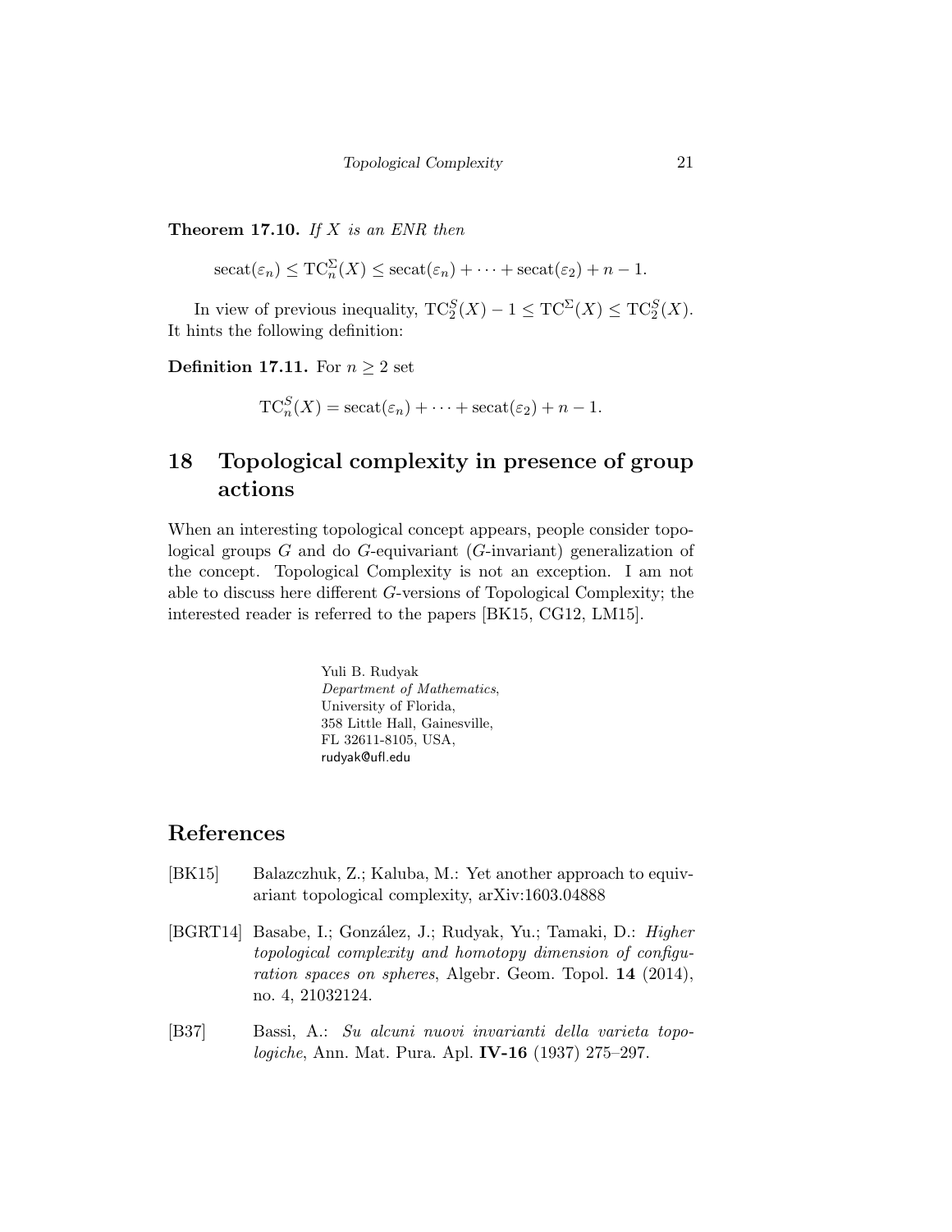**Theorem 17.10.** *If $X$ is an ENR then*

$$\operatorname{secat}(\varepsilon_n) \le \mathrm{TC}_n^{\Sigma}(X) \le \operatorname{secat}(\varepsilon_n) + \cdots + \operatorname{secat}(\varepsilon_2) + n - 1.$$

In view of previous inequality, $\mathrm{TC}_2^S(X) - 1 \le \mathrm{TC}^{\Sigma}(X) \le \mathrm{TC}_2^S(X)$. It hints the following definition:

**Definition 17.11.** For $n \ge 2$ set

$$\mathrm{TC}_n^S(X) = \operatorname{secat}(\varepsilon_n) + \cdots + \operatorname{secat}(\varepsilon_2) + n - 1.$$

# 18 Topological complexity in presence of group actions

When an interesting topological concept appears, people consider topological groups $G$ and do $G$-equivariant ($G$-invariant) generalization of the concept. Topological Complexity is not an exception. I am not able to discuss here different $G$-versions of Topological Complexity; the interested reader is referred to the papers [BK15, CG12, LM15].

Yuli B. Rudyak
*Department of Mathematics*,
University of Florida,
358 Little Hall, Gainesville,
FL 32611-8105, USA,
rudyak@ufl.edu

# References

[BK15] Balazczhuk, Z.; Kaluba, M.: Yet another approach to equivariant topological complexity, arXiv:1603.04888

[BGRT14] Basabe, I.; González, J.; Rudyak, Yu.; Tamaki, D.: *Higher topological complexity and homotopy dimension of configuration spaces on spheres*, Algebr. Geom. Topol. **14** (2014), no. 4, 21032124.

[B37] Bassi, A.: *Su alcuni nuovi invarianti della varieta topologiche*, Ann. Mat. Pura. Apl. **IV-16** (1937) 275–297.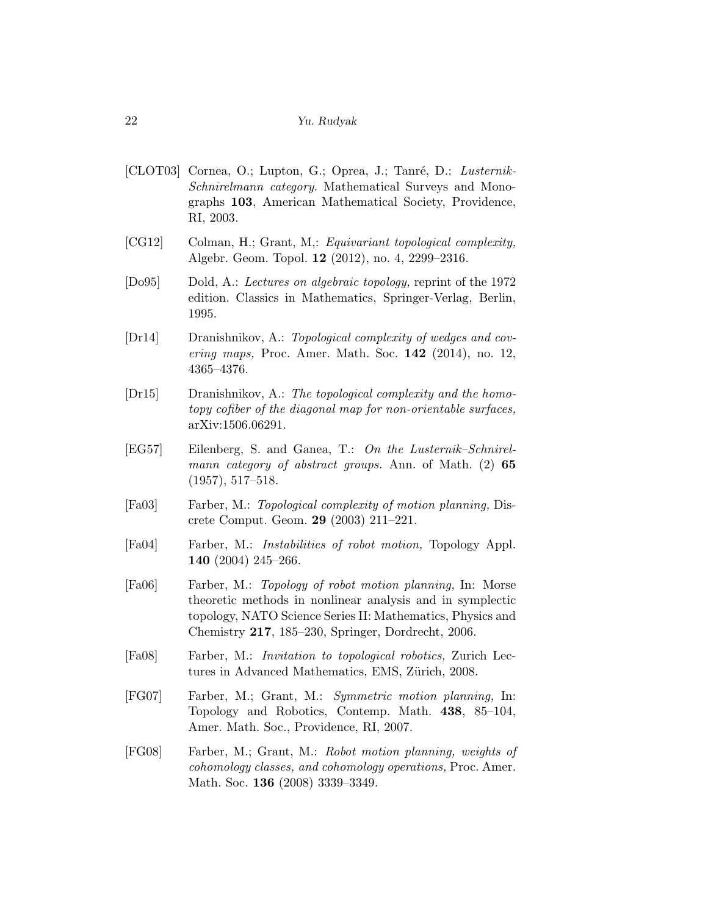[CLOT03] Cornea, O.; Lupton, G.; Oprea, J.; Tanré, D.: *Lusternik-Schnirelmann category*. Mathematical Surveys and Monographs **103**, American Mathematical Society, Providence, RI, 2003.

[CG12] Colman, H.; Grant, M,: *Equivariant topological complexity,* Algebr. Geom. Topol. **12** (2012), no. 4, 2299–2316.

[Do95] Dold, A.: *Lectures on algebraic topology,* reprint of the 1972 edition. Classics in Mathematics, Springer-Verlag, Berlin, 1995.

[Dr14] Dranishnikov, A.: *Topological complexity of wedges and covering maps,* Proc. Amer. Math. Soc. **142** (2014), no. 12, 4365–4376.

[Dr15] Dranishnikov, A.: *The topological complexity and the homotopy cofiber of the diagonal map for non-orientable surfaces,* arXiv:1506.06291.

[EG57] Eilenberg, S. and Ganea, T.: *On the Lusternik–Schnirelmann category of abstract groups.* Ann. of Math. (2) **65** (1957), 517–518.

[Fa03] Farber, M.: *Topological complexity of motion planning,* Discrete Comput. Geom. **29** (2003) 211–221.

[Fa04] Farber, M.: *Instabilities of robot motion,* Topology Appl. **140** (2004) 245–266.

[Fa06] Farber, M.: *Topology of robot motion planning,* In: Morse theoretic methods in nonlinear analysis and in symplectic topology, NATO Science Series II: Mathematics, Physics and Chemistry **217**, 185–230, Springer, Dordrecht, 2006.

[Fa08] Farber, M.: *Invitation to topological robotics,* Zurich Lectures in Advanced Mathematics, EMS, Zürich, 2008.

[FG07] Farber, M.; Grant, M.: *Symmetric motion planning,* In: Topology and Robotics, Contemp. Math. **438**, 85–104, Amer. Math. Soc., Providence, RI, 2007.

[FG08] Farber, M.; Grant, M.: *Robot motion planning, weights of cohomology classes, and cohomology operations,* Proc. Amer. Math. Soc. **136** (2008) 3339–3349.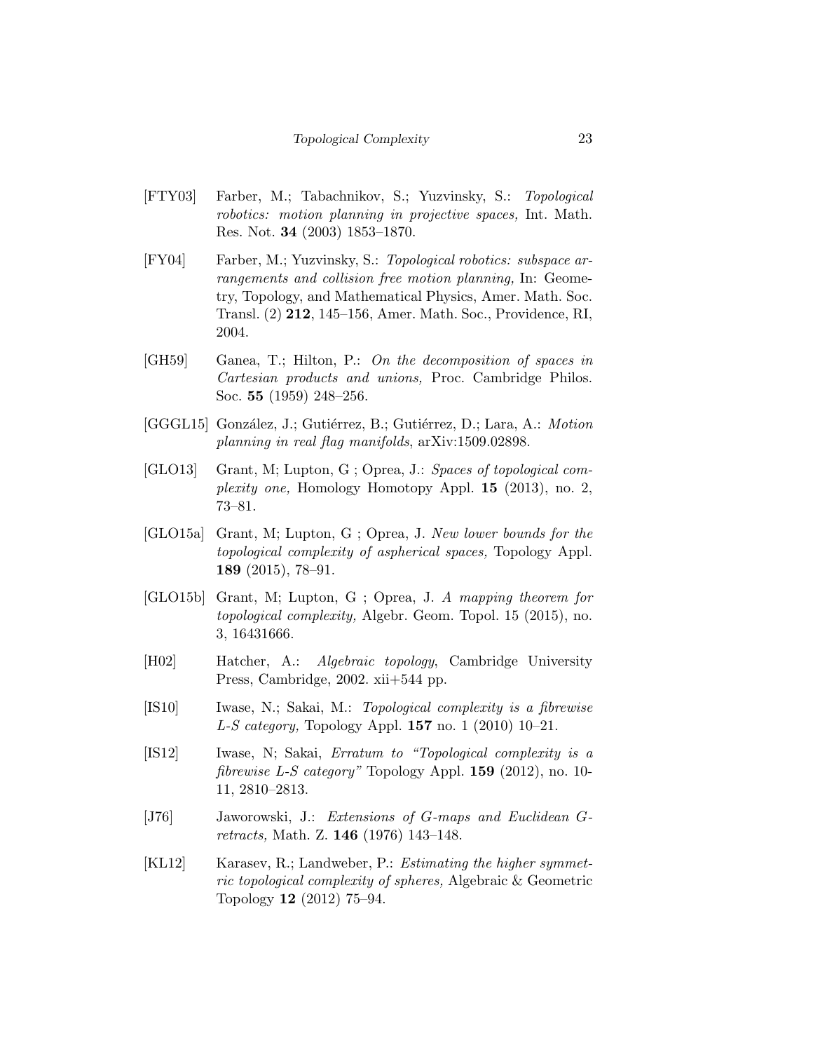[FTY03] Farber, M.; Tabachnikov, S.; Yuzvinsky, S.: *Topological robotics: motion planning in projective spaces,* Int. Math. Res. Not. **34** (2003) 1853–1870.

[FY04] Farber, M.; Yuzvinsky, S.: *Topological robotics: subspace arrangements and collision free motion planning,* In: Geometry, Topology, and Mathematical Physics, Amer. Math. Soc. Transl. (2) **212**, 145–156, Amer. Math. Soc., Providence, RI, 2004.

[GH59] Ganea, T.; Hilton, P.: *On the decomposition of spaces in Cartesian products and unions,* Proc. Cambridge Philos. Soc. **55** (1959) 248–256.

[GGGL15] González, J.; Gutiérrez, B.; Gutiérrez, D.; Lara, A.: *Motion planning in real flag manifolds*, arXiv:1509.02898.

[GLO13] Grant, M; Lupton, G ; Oprea, J.: *Spaces of topological complexity one,* Homology Homotopy Appl. **15** (2013), no. 2, 73–81.

[GLO15a] Grant, M; Lupton, G ; Oprea, J. *New lower bounds for the topological complexity of aspherical spaces,* Topology Appl. **189** (2015), 78–91.

[GLO15b] Grant, M; Lupton, G ; Oprea, J. *A mapping theorem for topological complexity,* Algebr. Geom. Topol. 15 (2015), no. 3, 16431666.

[H02] Hatcher, A.: *Algebraic topology*, Cambridge University Press, Cambridge, 2002. xii+544 pp.

[IS10] Iwase, N.; Sakai, M.: *Topological complexity is a fibrewise L-S category,* Topology Appl. **157** no. 1 (2010) 10–21.

[IS12] Iwase, N; Sakai, *Erratum to "Topological complexity is a fibrewise L-S category"* Topology Appl. **159** (2012), no. 10-11, 2810–2813.

[J76] Jaworowski, J.: *Extensions of G-maps and Euclidean G-retracts,* Math. Z. **146** (1976) 143–148.

[KL12] Karasev, R.; Landweber, P.: *Estimating the higher symmetric topological complexity of spheres,* Algebraic & Geometric Topology **12** (2012) 75–94.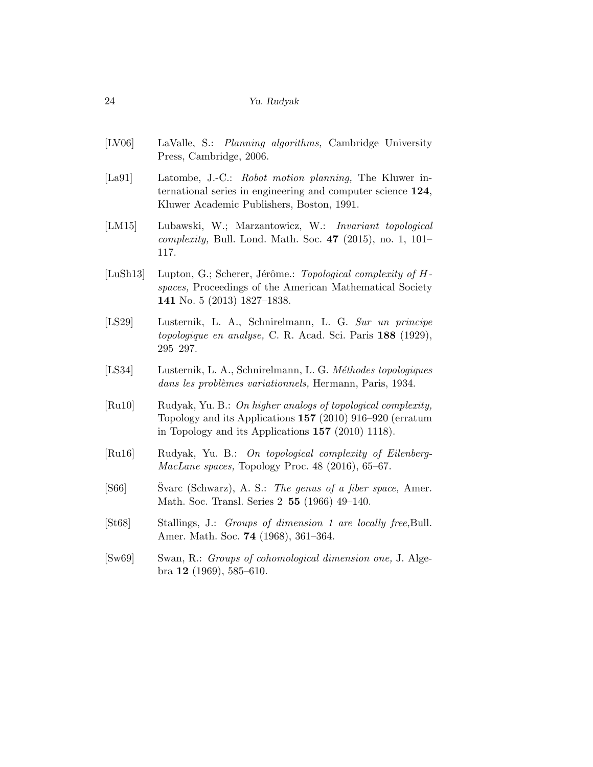[LV06] LaValle, S.: *Planning algorithms,* Cambridge University Press, Cambridge, 2006.

[La91] Latombe, J.-C.: *Robot motion planning,* The Kluwer international series in engineering and computer science **124**, Kluwer Academic Publishers, Boston, 1991.

[LM15] Lubawski, W.; Marzantowicz, W.: *Invariant topological complexity,* Bull. Lond. Math. Soc. **47** (2015), no. 1, 101–117.

[LuSh13] Lupton, G.; Scherer, Jérôme.: *Topological complexity of $H$-spaces,* Proceedings of the American Mathematical Society **141** No. 5 (2013) 1827–1838.

[LS29] Lusternik, L. A., Schnirelmann, L. G. *Sur un principe topologique en analyse,* C. R. Acad. Sci. Paris **188** (1929), 295–297.

[LS34] Lusternik, L. A., Schnirelmann, L. G. *Méthodes topologiques dans les problèmes variationnels,* Hermann, Paris, 1934.

[Ru10] Rudyak, Yu. B.: *On higher analogs of topological complexity,* Topology and its Applications **157** (2010) 916–920 (erratum in Topology and its Applications **157** (2010) 1118).

[Ru16] Rudyak, Yu. B.: *On topological complexity of Eilenberg-MacLane spaces,* Topology Proc. 48 (2016), 65–67.

[S66] Švarc (Schwarz), A. S.: *The genus of a fiber space,* Amer. Math. Soc. Transl. Series 2 **55** (1966) 49–140.

[St68] Stallings, J.: *Groups of dimension 1 are locally free,*Bull. Amer. Math. Soc. **74** (1968), 361–364.

[Sw69] Swan, R.: *Groups of cohomological dimension one,* J. Algebra **12** (1969), 585–610.